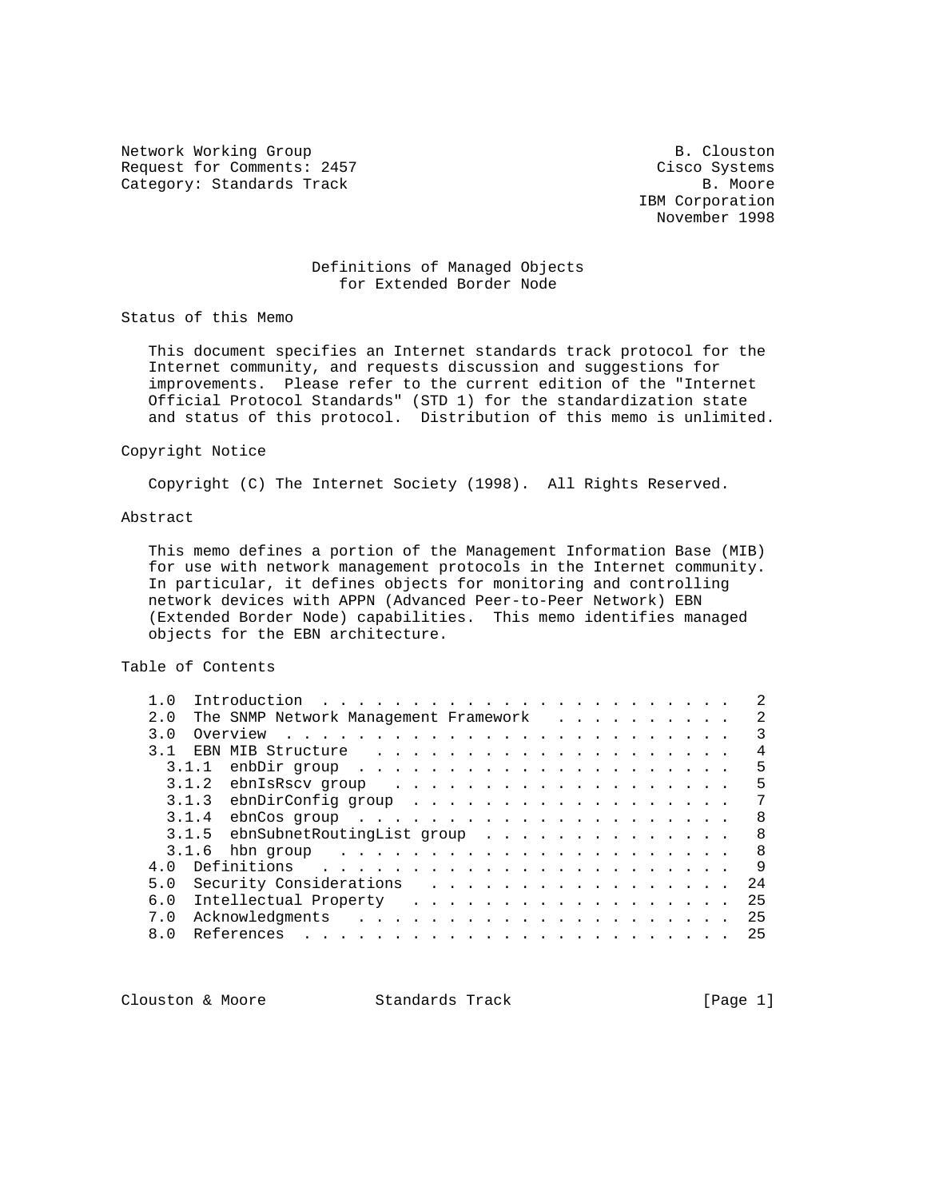Network Working Group B. Clouston
Request for Comments: 2457 Cisco Systems
Category: Standards Track B. Moore
IBM Corporation
November 1998

# Definitions of Managed Objects for Extended Border Node

## Status of this Memo

This document specifies an Internet standards track protocol for the Internet community, and requests discussion and suggestions for improvements. Please refer to the current edition of the "Internet Official Protocol Standards" (STD 1) for the standardization state and status of this protocol. Distribution of this memo is unlimited.

## Copyright Notice

Copyright (C) The Internet Society (1998). All Rights Reserved.

## Abstract

This memo defines a portion of the Management Information Base (MIB) for use with network management protocols in the Internet community. In particular, it defines objects for monitoring and controlling network devices with APPN (Advanced Peer-to-Peer Network) EBN (Extended Border Node) capabilities. This memo identifies managed objects for the EBN architecture.

## Table of Contents

```
1.0  Introduction . . . . . . . . . . . . . . . . . . . . . . . .   2
2.0  The SNMP Network Management Framework  . . . . . . . . . . .   2
3.0  Overview . . . . . . . . . . . . . . . . . . . . . . . . . .   3
3.1  EBN MIB Structure  . . . . . . . . . . . . . . . . . . . . .   4
  3.1.1  enbDir group . . . . . . . . . . . . . . . . . . . . . .   5
  3.1.2  ebnIsRscv group  . . . . . . . . . . . . . . . . . . . .   5
  3.1.3  ebnDirConfig group . . . . . . . . . . . . . . . . . . .   7
  3.1.4  ebnCos group . . . . . . . . . . . . . . . . . . . . . .   8
  3.1.5  ebnSubnetRoutingList group . . . . . . . . . . . . . . .   8
  3.1.6  hbn group  . . . . . . . . . . . . . . . . . . . . . . .   8
4.0  Definitions  . . . . . . . . . . . . . . . . . . . . . . . .   9
5.0  Security Considerations  . . . . . . . . . . . . . . . . . .  24
6.0  Intellectual Property  . . . . . . . . . . . . . . . . . . .  25
7.0  Acknowledgments  . . . . . . . . . . . . . . . . . . . . . .  25
8.0  References . . . . . . . . . . . . . . . . . . . . . . . . .  25
```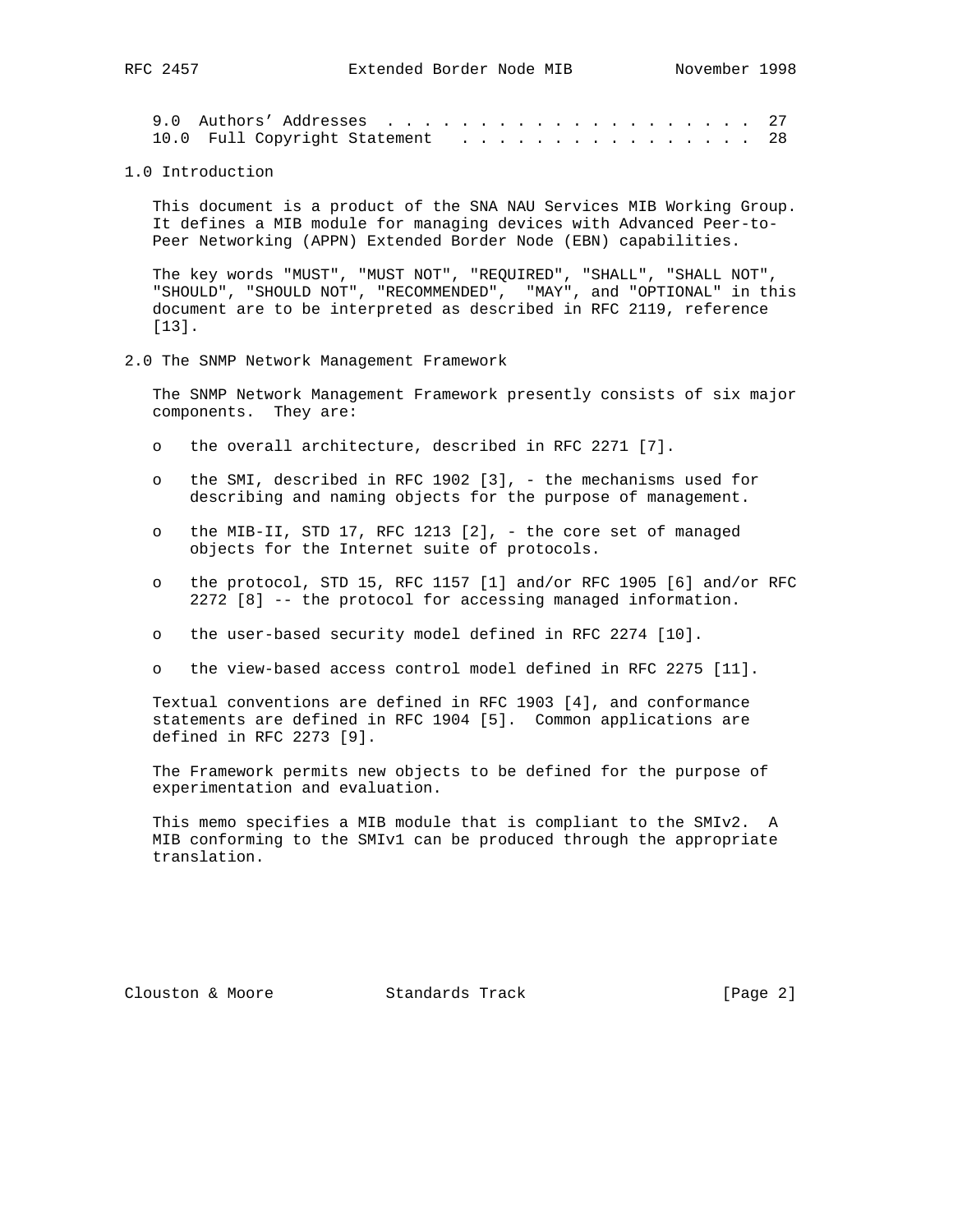9.0 Authors’ Addresses . . . . . . . . . . . . . . . . . . . . . 27
10.0 Full Copyright Statement . . . . . . . . . . . . . . . . . 28

## 1.0 Introduction

This document is a product of the SNA NAU Services MIB Working Group. It defines a MIB module for managing devices with Advanced Peer-to-Peer Networking (APPN) Extended Border Node (EBN) capabilities.

The key words "MUST", "MUST NOT", "REQUIRED", "SHALL", "SHALL NOT", "SHOULD", "SHOULD NOT", "RECOMMENDED", "MAY", and "OPTIONAL" in this document are to be interpreted as described in RFC 2119, reference [13].

## 2.0 The SNMP Network Management Framework

The SNMP Network Management Framework presently consists of six major components. They are:

- the overall architecture, described in RFC 2271 [7].
- the SMI, described in RFC 1902 [3], - the mechanisms used for describing and naming objects for the purpose of management.
- the MIB-II, STD 17, RFC 1213 [2], - the core set of managed objects for the Internet suite of protocols.
- the protocol, STD 15, RFC 1157 [1] and/or RFC 1905 [6] and/or RFC 2272 [8] -- the protocol for accessing managed information.
- the user-based security model defined in RFC 2274 [10].
- the view-based access control model defined in RFC 2275 [11].

Textual conventions are defined in RFC 1903 [4], and conformance statements are defined in RFC 1904 [5]. Common applications are defined in RFC 2273 [9].

The Framework permits new objects to be defined for the purpose of experimentation and evaluation.

This memo specifies a MIB module that is compliant to the SMIv2. A MIB conforming to the SMIv1 can be produced through the appropriate translation.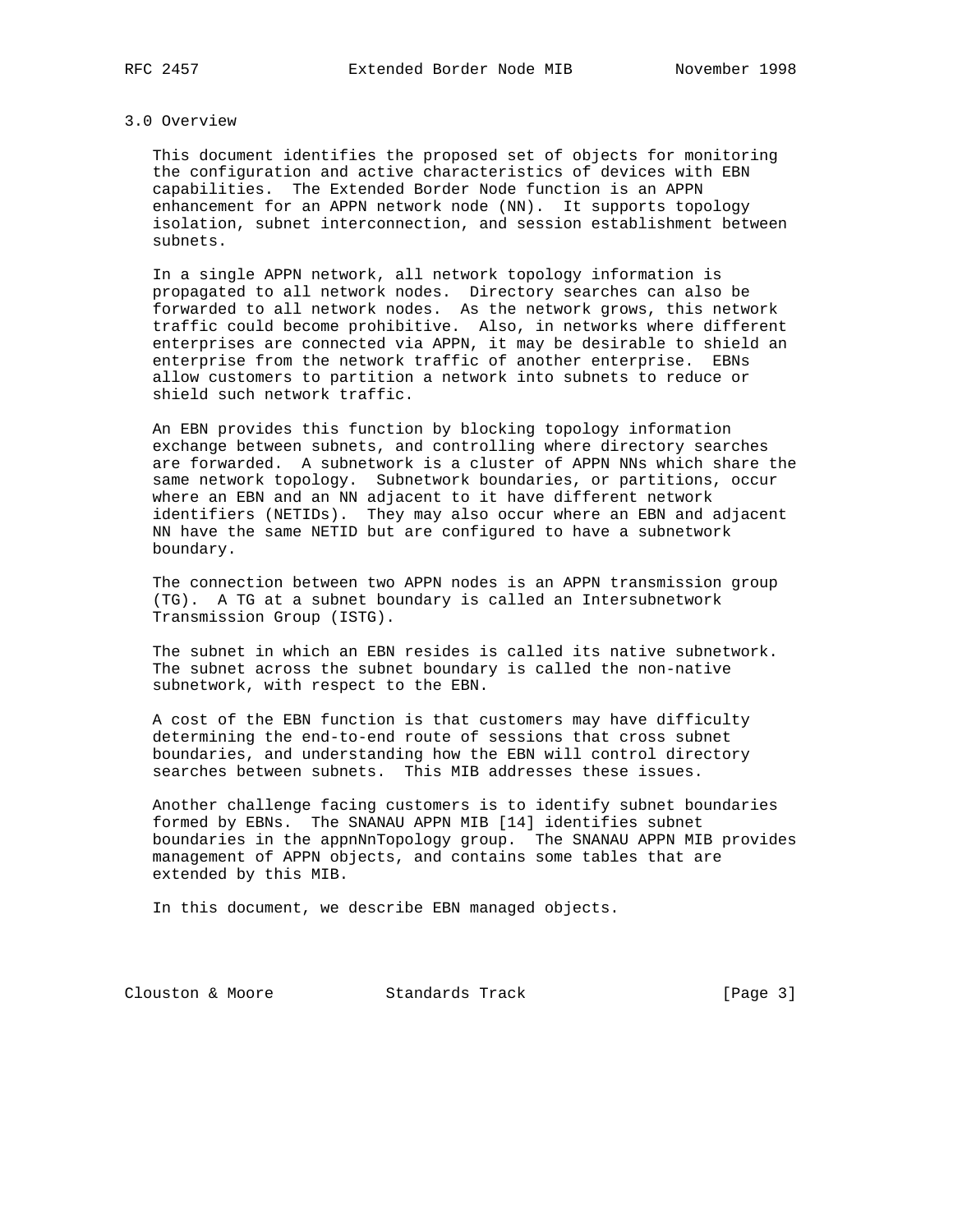## 3.0 Overview

This document identifies the proposed set of objects for monitoring the configuration and active characteristics of devices with EBN capabilities. The Extended Border Node function is an APPN enhancement for an APPN network node (NN). It supports topology isolation, subnet interconnection, and session establishment between subnets.

In a single APPN network, all network topology information is propagated to all network nodes. Directory searches can also be forwarded to all network nodes. As the network grows, this network traffic could become prohibitive. Also, in networks where different enterprises are connected via APPN, it may be desirable to shield an enterprise from the network traffic of another enterprise. EBNs allow customers to partition a network into subnets to reduce or shield such network traffic.

An EBN provides this function by blocking topology information exchange between subnets, and controlling where directory searches are forwarded. A subnetwork is a cluster of APPN NNs which share the same network topology. Subnetwork boundaries, or partitions, occur where an EBN and an NN adjacent to it have different network identifiers (NETIDs). They may also occur where an EBN and adjacent NN have the same NETID but are configured to have a subnetwork boundary.

The connection between two APPN nodes is an APPN transmission group (TG). A TG at a subnet boundary is called an Intersubnetwork Transmission Group (ISTG).

The subnet in which an EBN resides is called its native subnetwork. The subnet across the subnet boundary is called the non-native subnetwork, with respect to the EBN.

A cost of the EBN function is that customers may have difficulty determining the end-to-end route of sessions that cross subnet boundaries, and understanding how the EBN will control directory searches between subnets. This MIB addresses these issues.

Another challenge facing customers is to identify subnet boundaries formed by EBNs. The SNANAU APPN MIB [14] identifies subnet boundaries in the appnNnTopology group. The SNANAU APPN MIB provides management of APPN objects, and contains some tables that are extended by this MIB.

In this document, we describe EBN managed objects.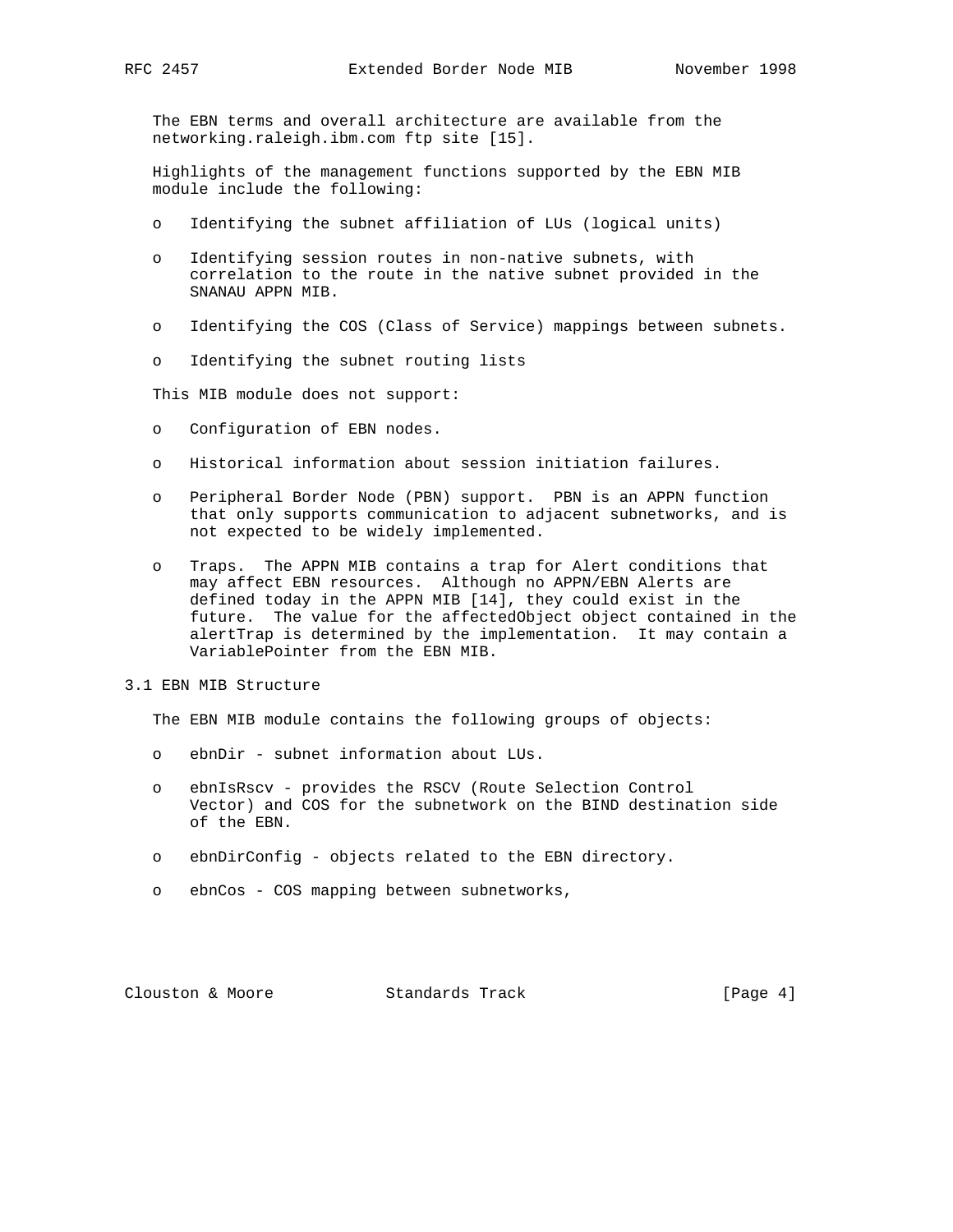The EBN terms and overall architecture are available from the networking.raleigh.ibm.com ftp site [15].

Highlights of the management functions supported by the EBN MIB module include the following:

- Identifying the subnet affiliation of LUs (logical units)
- Identifying session routes in non-native subnets, with correlation to the route in the native subnet provided in the SNANAU APPN MIB.
- Identifying the COS (Class of Service) mappings between subnets.
- Identifying the subnet routing lists

This MIB module does not support:

- Configuration of EBN nodes.
- Historical information about session initiation failures.
- Peripheral Border Node (PBN) support. PBN is an APPN function that only supports communication to adjacent subnetworks, and is not expected to be widely implemented.
- Traps. The APPN MIB contains a trap for Alert conditions that may affect EBN resources. Although no APPN/EBN Alerts are defined today in the APPN MIB [14], they could exist in the future. The value for the affectedObject object contained in the alertTrap is determined by the implementation. It may contain a VariablePointer from the EBN MIB.

## 3.1 EBN MIB Structure

The EBN MIB module contains the following groups of objects:

- ebnDir - subnet information about LUs.
- ebnIsRscv - provides the RSCV (Route Selection Control Vector) and COS for the subnetwork on the BIND destination side of the EBN.
- ebnDirConfig - objects related to the EBN directory.
- ebnCos - COS mapping between subnetworks,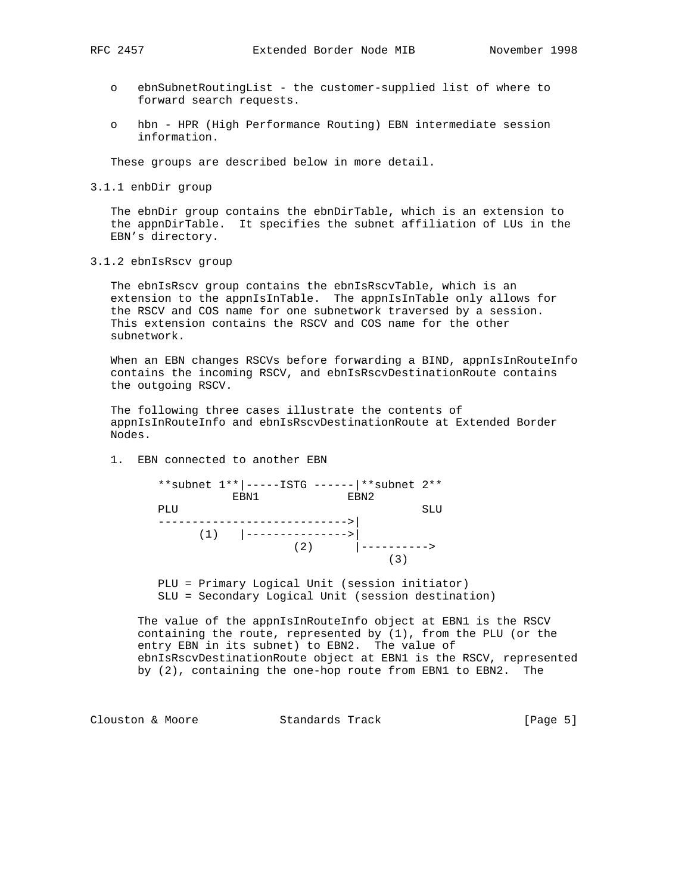- ebnSubnetRoutingList - the customer-supplied list of where to forward search requests.

- hbn - HPR (High Performance Routing) EBN intermediate session information.

These groups are described below in more detail.

### 3.1.1 enbDir group

The ebnDir group contains the ebnDirTable, which is an extension to the appnDirTable. It specifies the subnet affiliation of LUs in the EBN's directory.

### 3.1.2 ebnIsRscv group

The ebnIsRscv group contains the ebnIsRscvTable, which is an extension to the appnIsInTable. The appnIsInTable only allows for the RSCV and COS name for one subnetwork traversed by a session. This extension contains the RSCV and COS name for the other subnetwork.

When an EBN changes RSCVs before forwarding a BIND, appnIsInRouteInfo contains the incoming RSCV, and ebnIsRscvDestinationRoute contains the outgoing RSCV.

The following three cases illustrate the contents of appnIsInRouteInfo and ebnIsRscvDestinationRoute at Extended Border Nodes.

1. EBN connected to another EBN

```
**subnet 1**|-----ISTG ------|**subnet 2**
           EBN1            EBN2
PLU                                   SLU
---------------------------->|
     (1)   |--------------->|
                  (2)      |---------->
                                 (3)
```

PLU = Primary Logical Unit (session initiator)
SLU = Secondary Logical Unit (session destination)

The value of the appnIsInRouteInfo object at EBN1 is the RSCV containing the route, represented by (1), from the PLU (or the entry EBN in its subnet) to EBN2. The value of ebnIsRscvDestinationRoute object at EBN1 is the RSCV, represented by (2), containing the one-hop route from EBN1 to EBN2. The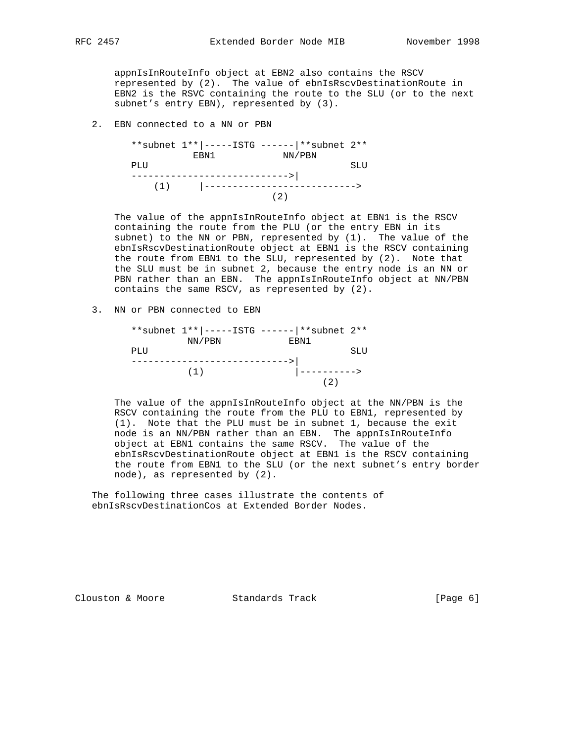appnIsInRouteInfo object at EBN2 also contains the RSCV represented by (2). The value of ebnIsRscvDestinationRoute in EBN2 is the RSVC containing the route to the SLU (or to the next subnet's entry EBN), represented by (3).

2. EBN connected to a NN or PBN

```
**subnet 1**|-----ISTG ------|**subnet 2**
           EBN1            NN/PBN
PLU                                   SLU
---------------------------->|
    (1)     |--------------------------->
                           (2)
```

The value of the appnIsInRouteInfo object at EBN1 is the RSCV containing the route from the PLU (or the entry EBN in its subnet) to the NN or PBN, represented by (1). The value of the ebnIsRscvDestinationRoute object at EBN1 is the RSCV containing the route from EBN1 to the SLU, represented by (2). Note that the SLU must be in subnet 2, because the entry node is an NN or PBN rather than an EBN. The appnIsInRouteInfo object at NN/PBN contains the same RSCV, as represented by (2).

3. NN or PBN connected to EBN

```
**subnet 1**|-----ISTG ------|**subnet 2**
          NN/PBN           EBN1
PLU                                   SLU
---------------------------->|
          (1)               |---------->
                                 (2)
```

The value of the appnIsInRouteInfo object at the NN/PBN is the RSCV containing the route from the PLU to EBN1, represented by (1). Note that the PLU must be in subnet 1, because the exit node is an NN/PBN rather than an EBN. The appnIsInRouteInfo object at EBN1 contains the same RSCV. The value of the ebnIsRscvDestinationRoute object at EBN1 is the RSCV containing the route from EBN1 to the SLU (or the next subnet's entry border node), as represented by (2).

The following three cases illustrate the contents of ebnIsRscvDestinationCos at Extended Border Nodes.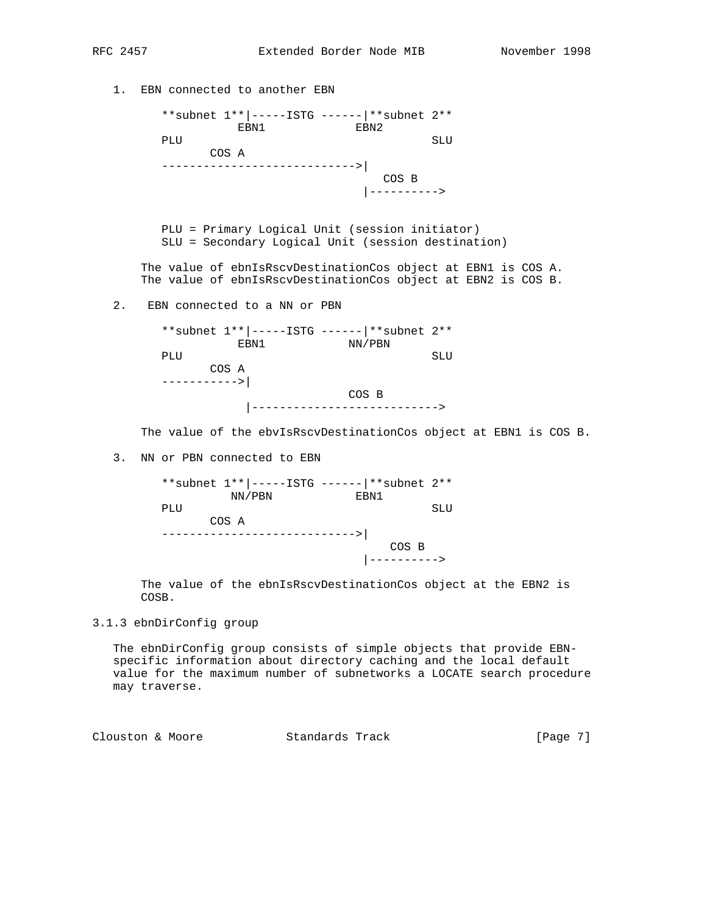1. EBN connected to another EBN

```
**subnet 1**|-----ISTG ------|**subnet 2**
           EBN1             EBN2
PLU                                    SLU
       COS A
---------------------------->|
                                 COS B
                             |---------->
```

```
PLU = Primary Logical Unit (session initiator)
SLU = Secondary Logical Unit (session destination)
```

The value of ebnIsRscvDestinationCos object at EBN1 is COS A.
The value of ebnIsRscvDestinationCos object at EBN2 is COS B.

2. EBN connected to a NN or PBN

```
**subnet 1**|-----ISTG ------|**subnet 2**
           EBN1           NN/PBN
PLU                                    SLU
       COS A
----------->|
                              COS B
            |--------------------------->
```

The value of the ebvIsRscvDestinationCos object at EBN1 is COS B.

3. NN or PBN connected to EBN

```
**subnet 1**|-----ISTG ------|**subnet 2**
          NN/PBN            EBN1
PLU                                    SLU
       COS A
---------------------------->|
                                  COS B
                             |---------->
```

The value of the ebnIsRscvDestinationCos object at the EBN2 is COSB.

### 3.1.3 ebnDirConfig group

The ebnDirConfig group consists of simple objects that provide EBN-specific information about directory caching and the local default value for the maximum number of subnetworks a LOCATE search procedure may traverse.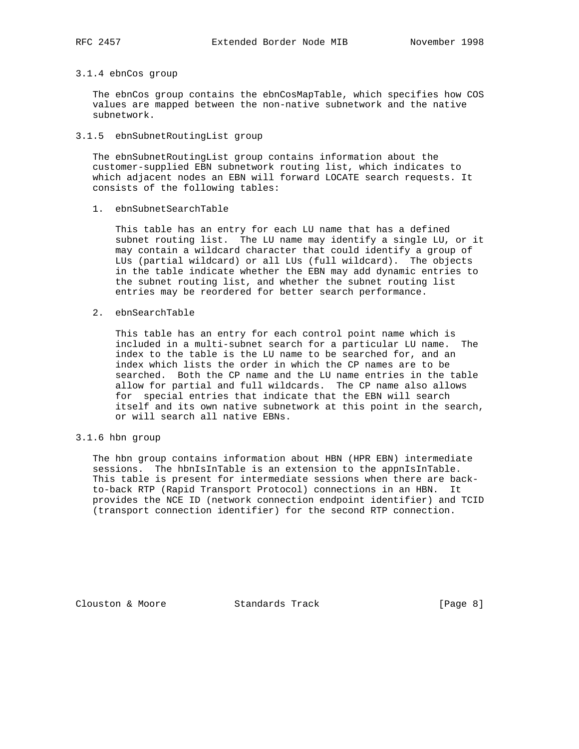### 3.1.4 ebnCos group

The ebnCos group contains the ebnCosMapTable, which specifies how COS values are mapped between the non-native subnetwork and the native subnetwork.

### 3.1.5 ebnSubnetRoutingList group

The ebnSubnetRoutingList group contains information about the customer-supplied EBN subnetwork routing list, which indicates to which adjacent nodes an EBN will forward LOCATE search requests. It consists of the following tables:

1. ebnSubnetSearchTable

   This table has an entry for each LU name that has a defined subnet routing list. The LU name may identify a single LU, or it may contain a wildcard character that could identify a group of LUs (partial wildcard) or all LUs (full wildcard). The objects in the table indicate whether the EBN may add dynamic entries to the subnet routing list, and whether the subnet routing list entries may be reordered for better search performance.

2. ebnSearchTable

   This table has an entry for each control point name which is included in a multi-subnet search for a particular LU name. The index to the table is the LU name to be searched for, and an index which lists the order in which the CP names are to be searched. Both the CP name and the LU name entries in the table allow for partial and full wildcards. The CP name also allows for special entries that indicate that the EBN will search itself and its own native subnetwork at this point in the search, or will search all native EBNs.

### 3.1.6 hbn group

The hbn group contains information about HBN (HPR EBN) intermediate sessions. The hbnIsInTable is an extension to the appnIsInTable. This table is present for intermediate sessions when there are back-to-back RTP (Rapid Transport Protocol) connections in an HBN. It provides the NCE ID (network connection endpoint identifier) and TCID (transport connection identifier) for the second RTP connection.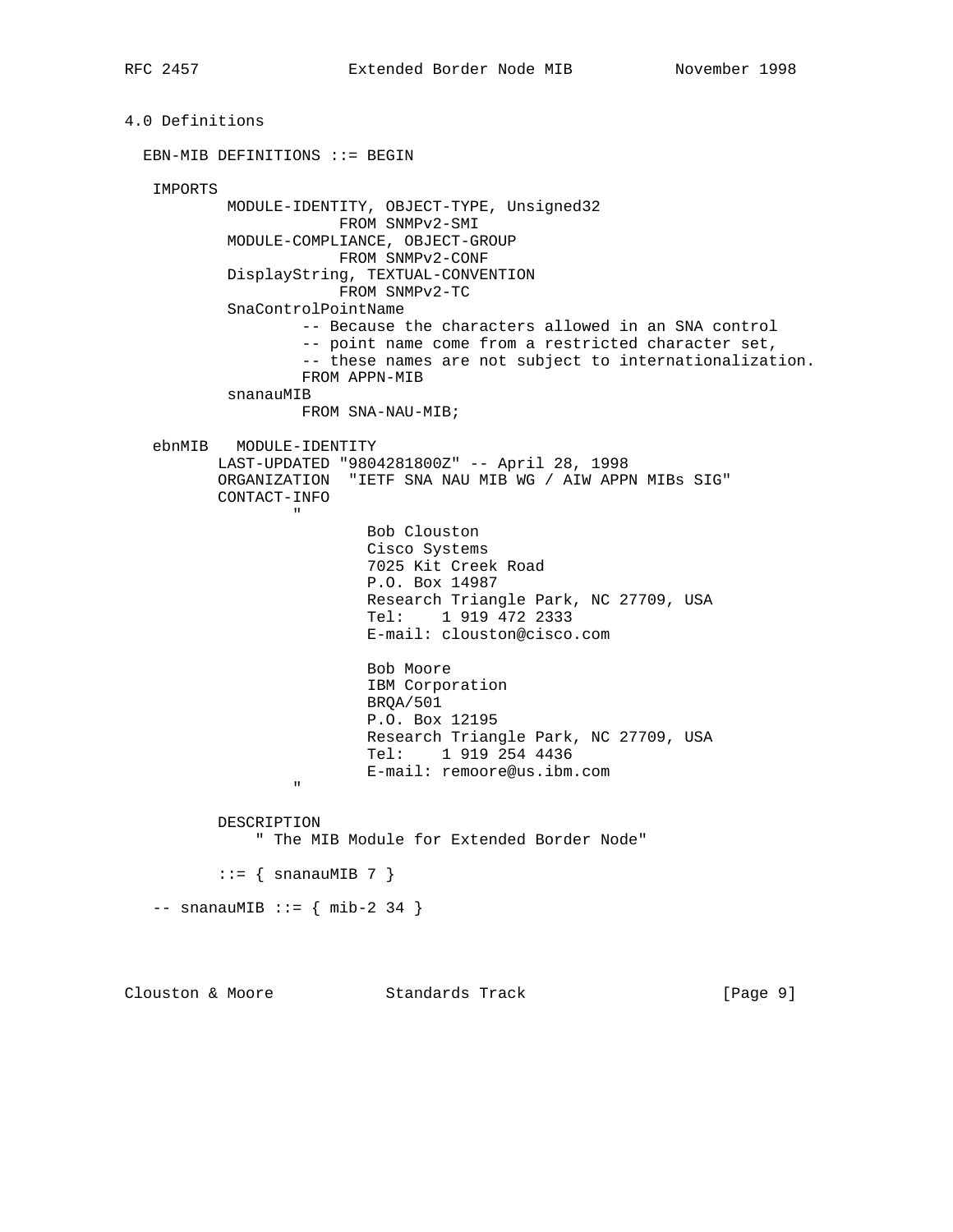## 4.0 Definitions

```
  EBN-MIB DEFINITIONS ::= BEGIN

   IMPORTS
           MODULE-IDENTITY, OBJECT-TYPE, Unsigned32
                       FROM SNMPv2-SMI
           MODULE-COMPLIANCE, OBJECT-GROUP
                       FROM SNMPv2-CONF
           DisplayString, TEXTUAL-CONVENTION
                       FROM SNMPv2-TC
           SnaControlPointName
                   -- Because the characters allowed in an SNA control
                   -- point name come from a restricted character set,
                   -- these names are not subject to internationalization.
                   FROM APPN-MIB
           snanauMIB
                   FROM SNA-NAU-MIB;

   ebnMIB   MODULE-IDENTITY
          LAST-UPDATED "9804281800Z" -- April 28, 1998
          ORGANIZATION  "IETF SNA NAU MIB WG / AIW APPN MIBs SIG"
          CONTACT-INFO
                  "
                          Bob Clouston
                          Cisco Systems
                          7025 Kit Creek Road
                          P.O. Box 14987
                          Research Triangle Park, NC 27709, USA
                          Tel:    1 919 472 2333
                          E-mail: clouston@cisco.com

                          Bob Moore
                          IBM Corporation
                          BRQA/501
                          P.O. Box 12195
                          Research Triangle Park, NC 27709, USA
                          Tel:    1 919 254 4436
                          E-mail: remoore@us.ibm.com
                  "

          DESCRIPTION
              " The MIB Module for Extended Border Node"

          ::= { snanauMIB 7 }

  -- snanauMIB ::= { mib-2 34 }
```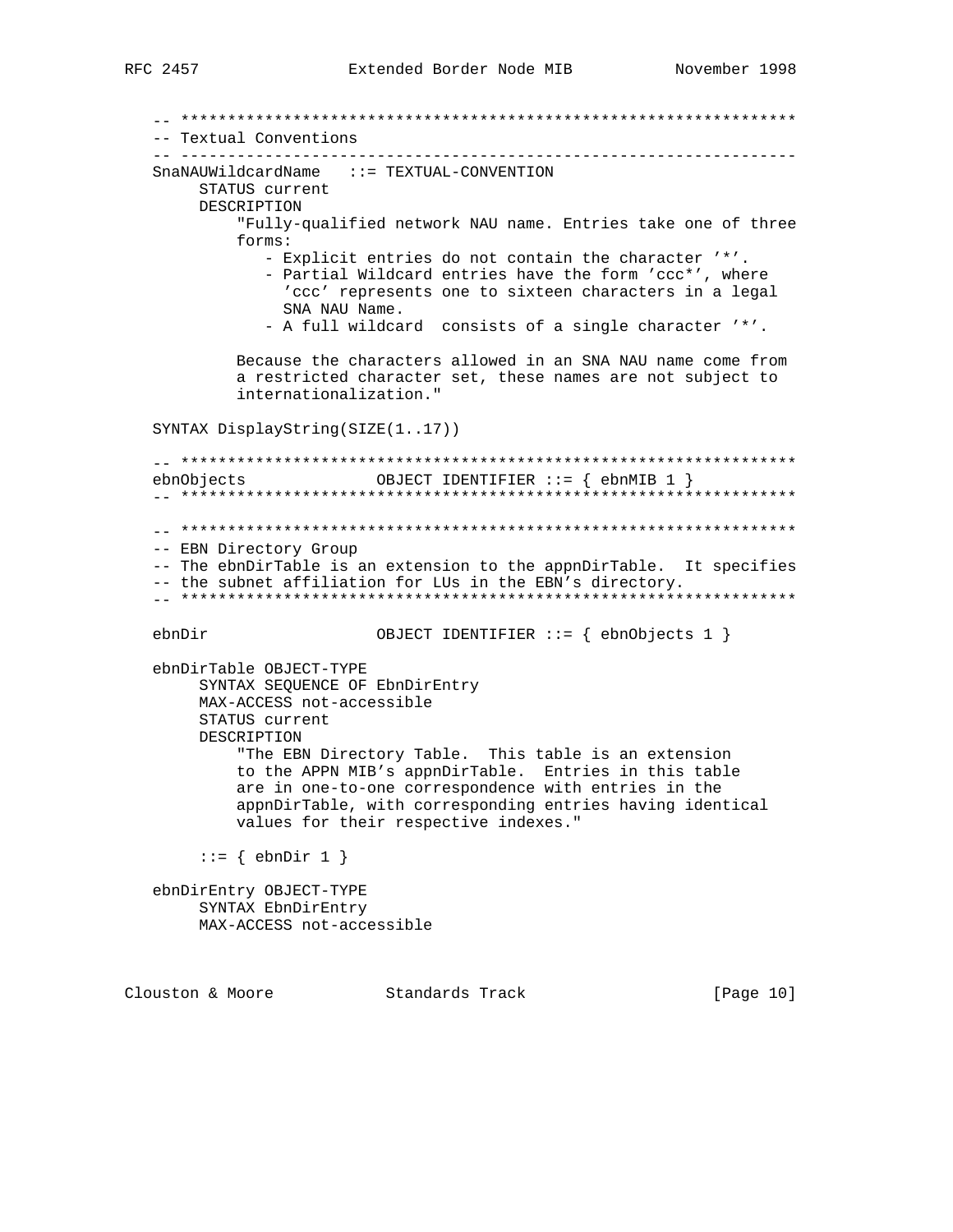```
   -- *****************************************************************
   -- Textual Conventions
   -- -----------------------------------------------------------------
   SnaNAUWildcardName   ::= TEXTUAL-CONVENTION
        STATUS current
        DESCRIPTION
            "Fully-qualified network NAU name. Entries take one of three
            forms:
               - Explicit entries do not contain the character '*'.
               - Partial Wildcard entries have the form 'ccc*', where
                 'ccc' represents one to sixteen characters in a legal
                 SNA NAU Name.
               - A full wildcard  consists of a single character '*'.

            Because the characters allowed in an SNA NAU name come from
            a restricted character set, these names are not subject to
            internationalization."

   SYNTAX DisplayString(SIZE(1..17))

   -- *****************************************************************
   ebnObjects             OBJECT IDENTIFIER ::= { ebnMIB 1 }
   -- *****************************************************************

   -- *****************************************************************
   -- EBN Directory Group
   -- The ebnDirTable is an extension to the appnDirTable.  It specifies
   -- the subnet affiliation for LUs in the EBN's directory.
   -- *****************************************************************

   ebnDir                 OBJECT IDENTIFIER ::= { ebnObjects 1 }

   ebnDirTable OBJECT-TYPE
        SYNTAX SEQUENCE OF EbnDirEntry
        MAX-ACCESS not-accessible
        STATUS current
        DESCRIPTION
            "The EBN Directory Table.  This table is an extension
            to the APPN MIB's appnDirTable.  Entries in this table
            are in one-to-one correspondence with entries in the
            appnDirTable, with corresponding entries having identical
            values for their respective indexes."

        ::= { ebnDir 1 }

   ebnDirEntry OBJECT-TYPE
        SYNTAX EbnDirEntry
        MAX-ACCESS not-accessible
```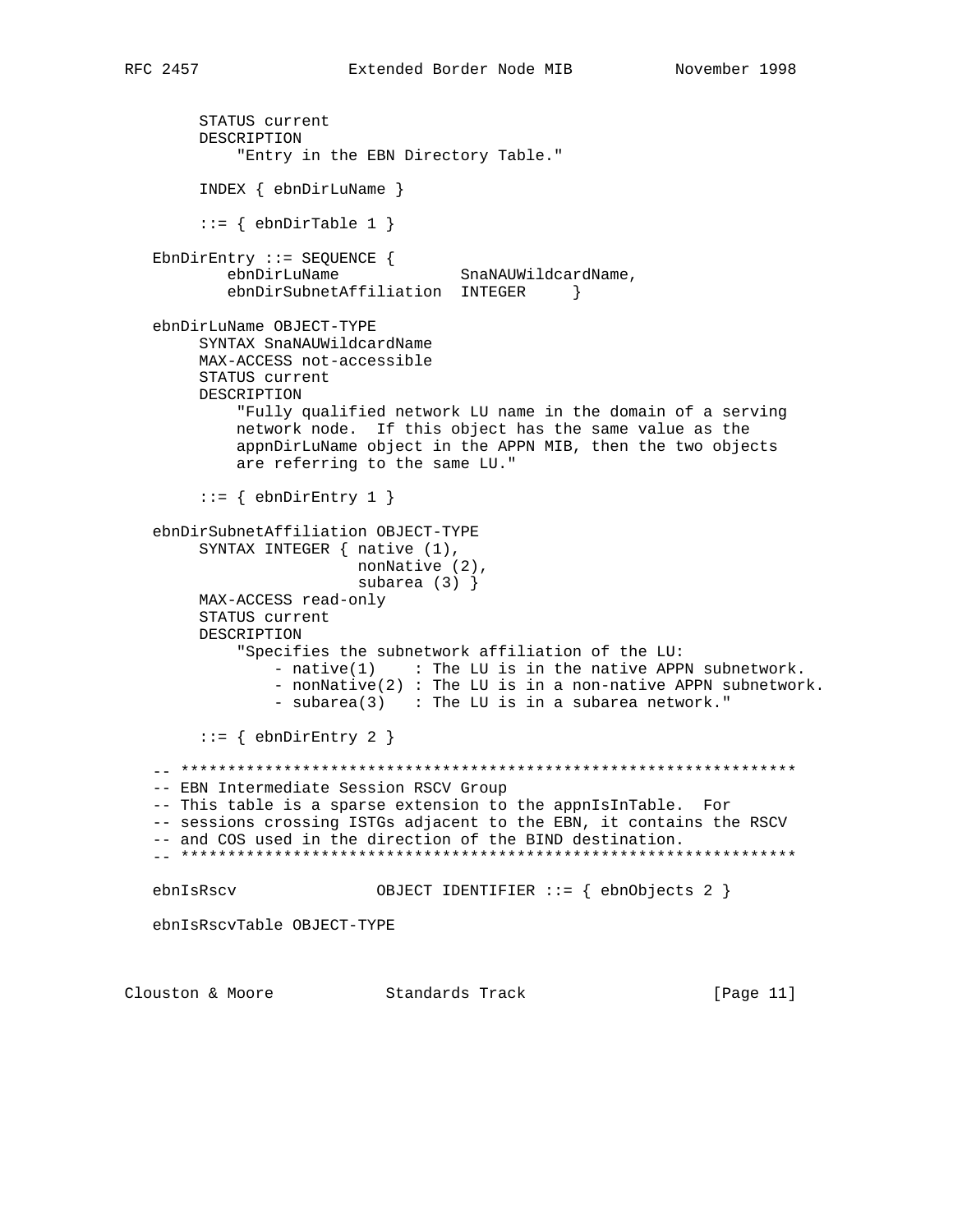```
        STATUS current
        DESCRIPTION
            "Entry in the EBN Directory Table."

        INDEX { ebnDirLuName }

        ::= { ebnDirTable 1 }

   EbnDirEntry ::= SEQUENCE {
           ebnDirLuName             SnaNAUWildcardName,
           ebnDirSubnetAffiliation  INTEGER     }

   ebnDirLuName OBJECT-TYPE
        SYNTAX SnaNAUWildcardName
        MAX-ACCESS not-accessible
        STATUS current
        DESCRIPTION
            "Fully qualified network LU name in the domain of a serving
            network node.  If this object has the same value as the
            appnDirLuName object in the APPN MIB, then the two objects
            are referring to the same LU."

        ::= { ebnDirEntry 1 }

   ebnDirSubnetAffiliation OBJECT-TYPE
        SYNTAX INTEGER { native (1),
                         nonNative (2),
                         subarea (3) }
        MAX-ACCESS read-only
        STATUS current
        DESCRIPTION
            "Specifies the subnetwork affiliation of the LU:
                - native(1)    : The LU is in the native APPN subnetwork.
                - nonNative(2) : The LU is in a non-native APPN subnetwork.
                - subarea(3)   : The LU is in a subarea network."

        ::= { ebnDirEntry 2 }

   -- *******************************************************************
   -- EBN Intermediate Session RSCV Group
   -- This table is a sparse extension to the appnIsInTable.  For
   -- sessions crossing ISTGs adjacent to the EBN, it contains the RSCV
   -- and COS used in the direction of the BIND destination.
   -- *******************************************************************

   ebnIsRscv               OBJECT IDENTIFIER ::= { ebnObjects 2 }

   ebnIsRscvTable OBJECT-TYPE
```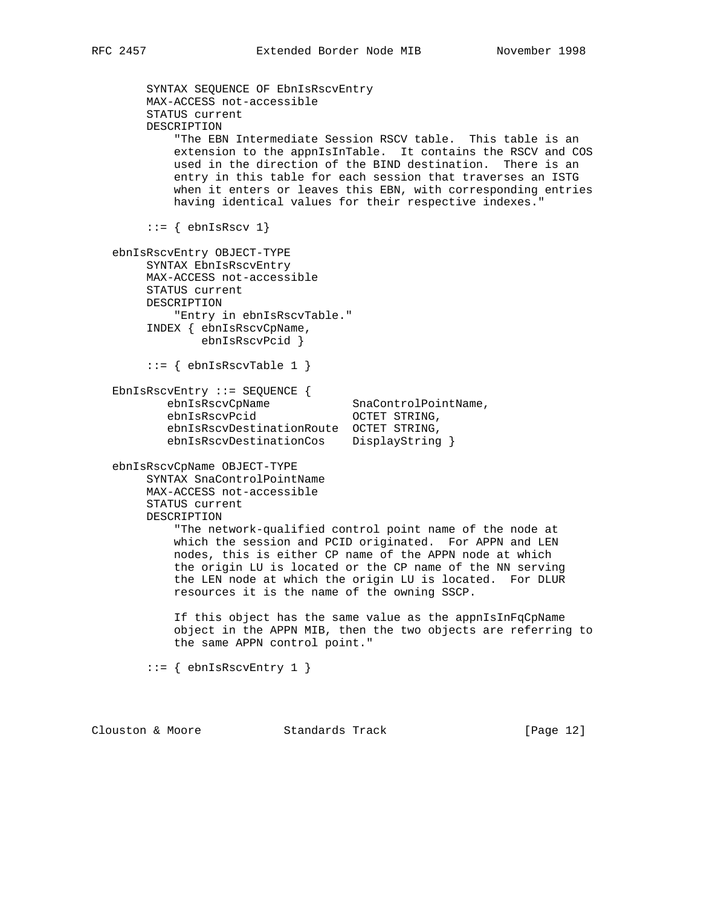```
       SYNTAX SEQUENCE OF EbnIsRscvEntry
       MAX-ACCESS not-accessible
       STATUS current
       DESCRIPTION
           "The EBN Intermediate Session RSCV table.  This table is an
           extension to the appnIsInTable.  It contains the RSCV and COS
           used in the direction of the BIND destination.  There is an
           entry in this table for each session that traverses an ISTG
           when it enters or leaves this EBN, with corresponding entries
           having identical values for their respective indexes."

       ::= { ebnIsRscv 1}

   ebnIsRscvEntry OBJECT-TYPE
       SYNTAX EbnIsRscvEntry
       MAX-ACCESS not-accessible
       STATUS current
       DESCRIPTION
           "Entry in ebnIsRscvTable."
       INDEX { ebnIsRscvCpName,
               ebnIsRscvPcid }

       ::= { ebnIsRscvTable 1 }

   EbnIsRscvEntry ::= SEQUENCE {
          ebnIsRscvCpName            SnaControlPointName,
          ebnIsRscvPcid              OCTET STRING,
          ebnIsRscvDestinationRoute  OCTET STRING,
          ebnIsRscvDestinationCos    DisplayString }

   ebnIsRscvCpName OBJECT-TYPE
       SYNTAX SnaControlPointName
       MAX-ACCESS not-accessible
       STATUS current
       DESCRIPTION
           "The network-qualified control point name of the node at
           which the session and PCID originated.  For APPN and LEN
           nodes, this is either CP name of the APPN node at which
           the origin LU is located or the CP name of the NN serving
           the LEN node at which the origin LU is located.  For DLUR
           resources it is the name of the owning SSCP.

           If this object has the same value as the appnIsInFqCpName
           object in the APPN MIB, then the two objects are referring to
           the same APPN control point."

       ::= { ebnIsRscvEntry 1 }
```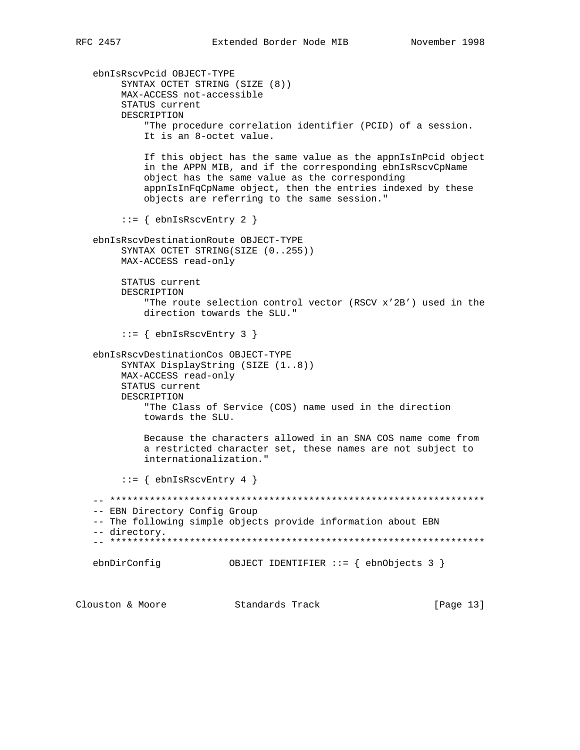```
   ebnIsRscvPcid OBJECT-TYPE
        SYNTAX OCTET STRING (SIZE (8))
        MAX-ACCESS not-accessible
        STATUS current
        DESCRIPTION
            "The procedure correlation identifier (PCID) of a session.
            It is an 8-octet value.

            If this object has the same value as the appnIsInPcid object
            in the APPN MIB, and if the corresponding ebnIsRscvCpName
            object has the same value as the corresponding
            appnIsInFqCpName object, then the entries indexed by these
            objects are referring to the same session."

        ::= { ebnIsRscvEntry 2 }

   ebnIsRscvDestinationRoute OBJECT-TYPE
        SYNTAX OCTET STRING(SIZE (0..255))
        MAX-ACCESS read-only

        STATUS current
        DESCRIPTION
            "The route selection control vector (RSCV x'2B') used in the
            direction towards the SLU."

        ::= { ebnIsRscvEntry 3 }

   ebnIsRscvDestinationCos OBJECT-TYPE
        SYNTAX DisplayString (SIZE (1..8))
        MAX-ACCESS read-only
        STATUS current
        DESCRIPTION
            "The Class of Service (COS) name used in the direction
            towards the SLU.

            Because the characters allowed in an SNA COS name come from
            a restricted character set, these names are not subject to
            internationalization."

        ::= { ebnIsRscvEntry 4 }

   -- *******************************************************************
   -- EBN Directory Config Group
   -- The following simple objects provide information about EBN
   -- directory.
   -- *******************************************************************

   ebnDirConfig            OBJECT IDENTIFIER ::= { ebnObjects 3 }
```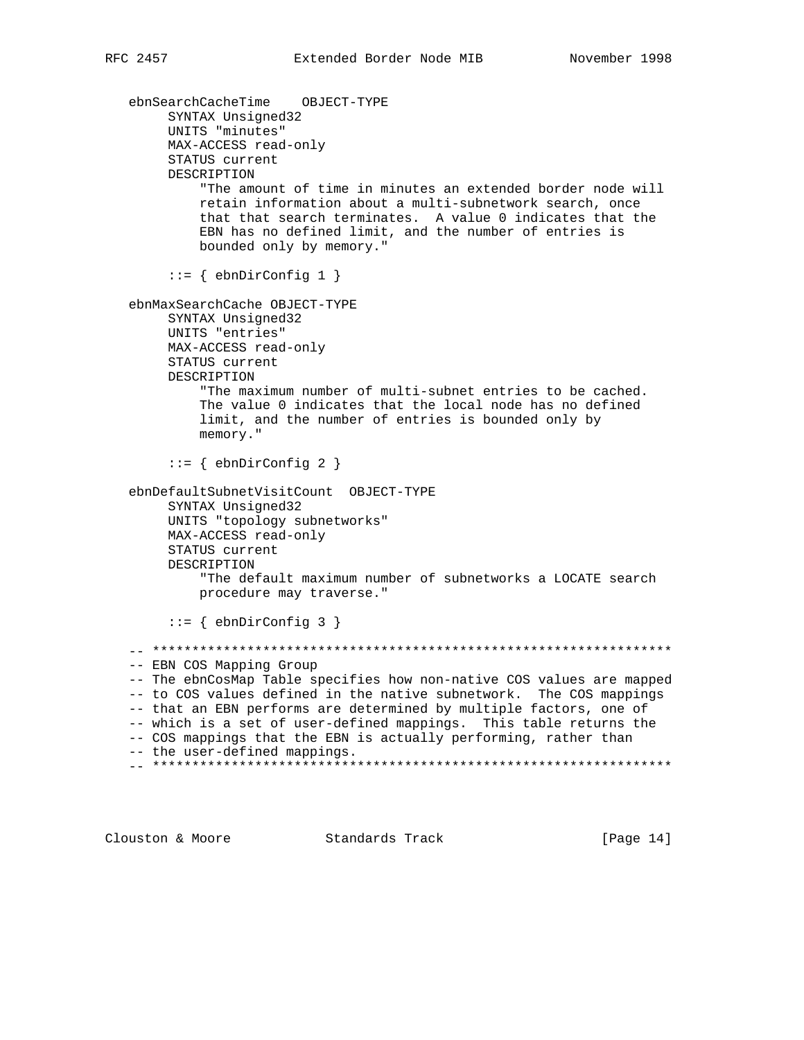```
   ebnSearchCacheTime    OBJECT-TYPE
        SYNTAX Unsigned32
        UNITS "minutes"
        MAX-ACCESS read-only
        STATUS current
        DESCRIPTION
            "The amount of time in minutes an extended border node will
            retain information about a multi-subnetwork search, once
            that that search terminates.  A value 0 indicates that the
            EBN has no defined limit, and the number of entries is
            bounded only by memory."

        ::= { ebnDirConfig 1 }

   ebnMaxSearchCache OBJECT-TYPE
        SYNTAX Unsigned32
        UNITS "entries"
        MAX-ACCESS read-only
        STATUS current
        DESCRIPTION
            "The maximum number of multi-subnet entries to be cached.
            The value 0 indicates that the local node has no defined
            limit, and the number of entries is bounded only by
            memory."

        ::= { ebnDirConfig 2 }

   ebnDefaultSubnetVisitCount  OBJECT-TYPE
        SYNTAX Unsigned32
        UNITS "topology subnetworks"
        MAX-ACCESS read-only
        STATUS current
        DESCRIPTION
            "The default maximum number of subnetworks a LOCATE search
            procedure may traverse."

        ::= { ebnDirConfig 3 }

   -- *****************************************************************
   -- EBN COS Mapping Group
   -- The ebnCosMap Table specifies how non-native COS values are mapped
   -- to COS values defined in the native subnetwork.  The COS mappings
   -- that an EBN performs are determined by multiple factors, one of
   -- which is a set of user-defined mappings.  This table returns the
   -- COS mappings that the EBN is actually performing, rather than
   -- the user-defined mappings.
   -- *****************************************************************
```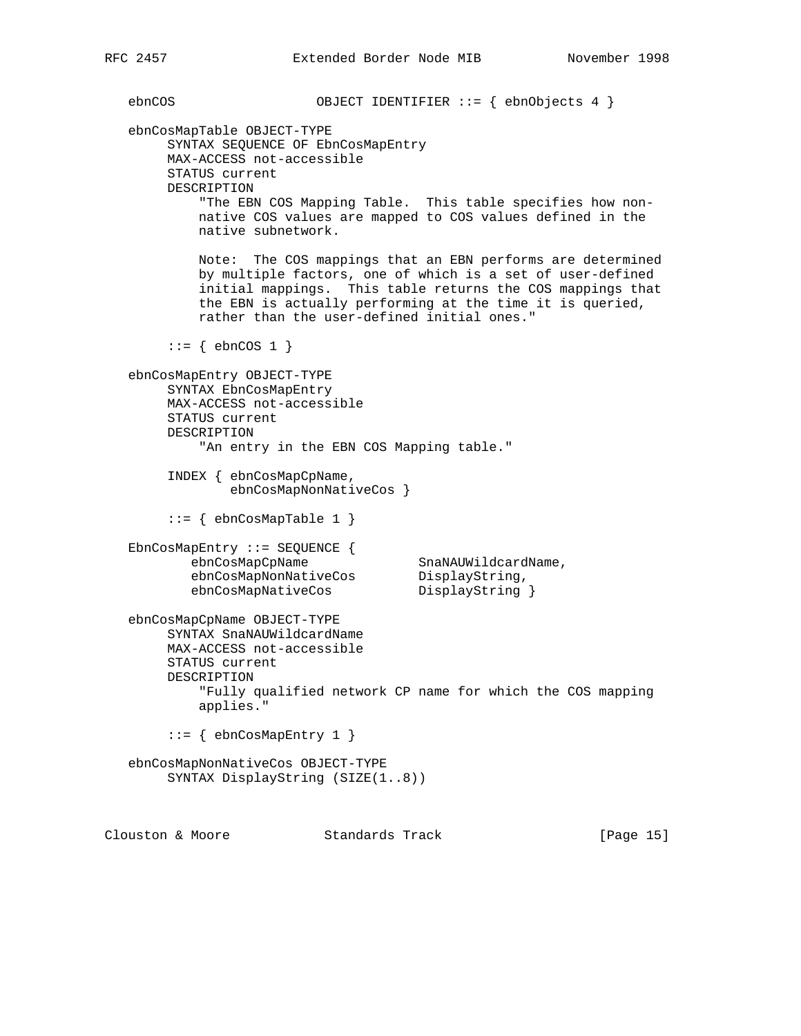```
   ebnCOS                 OBJECT IDENTIFIER ::= { ebnObjects 4 }

   ebnCosMapTable OBJECT-TYPE
        SYNTAX SEQUENCE OF EbnCosMapEntry
        MAX-ACCESS not-accessible
        STATUS current
        DESCRIPTION
            "The EBN COS Mapping Table.  This table specifies how non-
            native COS values are mapped to COS values defined in the
            native subnetwork.

            Note:  The COS mappings that an EBN performs are determined
            by multiple factors, one of which is a set of user-defined
            initial mappings.  This table returns the COS mappings that
            the EBN is actually performing at the time it is queried,
            rather than the user-defined initial ones."

        ::= { ebnCOS 1 }

   ebnCosMapEntry OBJECT-TYPE
        SYNTAX EbnCosMapEntry
        MAX-ACCESS not-accessible
        STATUS current
        DESCRIPTION
            "An entry in the EBN COS Mapping table."

        INDEX { ebnCosMapCpName,
                ebnCosMapNonNativeCos }

        ::= { ebnCosMapTable 1 }

   EbnCosMapEntry ::= SEQUENCE {
          ebnCosMapCpName              SnaNAUWildcardName,
          ebnCosMapNonNativeCos        DisplayString,
          ebnCosMapNativeCos           DisplayString }

   ebnCosMapCpName OBJECT-TYPE
        SYNTAX SnaNAUWildcardName
        MAX-ACCESS not-accessible
        STATUS current
        DESCRIPTION
            "Fully qualified network CP name for which the COS mapping
            applies."

        ::= { ebnCosMapEntry 1 }

   ebnCosMapNonNativeCos OBJECT-TYPE
        SYNTAX DisplayString (SIZE(1..8))
```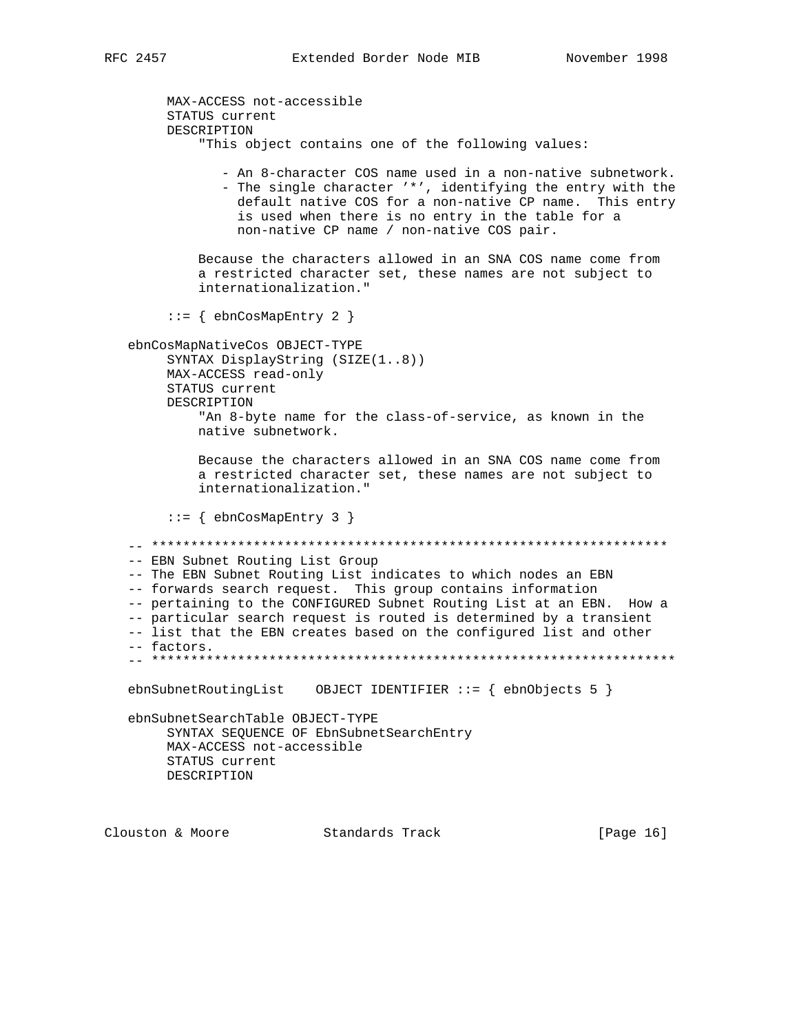```
        MAX-ACCESS not-accessible
        STATUS current
        DESCRIPTION
            "This object contains one of the following values:

               - An 8-character COS name used in a non-native subnetwork.
               - The single character '*', identifying the entry with the
                 default native COS for a non-native CP name.  This entry
                 is used when there is no entry in the table for a
                 non-native CP name / non-native COS pair.

            Because the characters allowed in an SNA COS name come from
            a restricted character set, these names are not subject to
            internationalization."

        ::= { ebnCosMapEntry 2 }

   ebnCosMapNativeCos OBJECT-TYPE
        SYNTAX DisplayString (SIZE(1..8))
        MAX-ACCESS read-only
        STATUS current
        DESCRIPTION
            "An 8-byte name for the class-of-service, as known in the
            native subnetwork.

            Because the characters allowed in an SNA COS name come from
            a restricted character set, these names are not subject to
            internationalization."

        ::= { ebnCosMapEntry 3 }

   -- *****************************************************************
   -- EBN Subnet Routing List Group
   -- The EBN Subnet Routing List indicates to which nodes an EBN
   -- forwards search request.  This group contains information
   -- pertaining to the CONFIGURED Subnet Routing List at an EBN.  How a
   -- particular search request is routed is determined by a transient
   -- list that the EBN creates based on the configured list and other
   -- factors.
   -- *******************************************************************

   ebnSubnetRoutingList    OBJECT IDENTIFIER ::= { ebnObjects 5 }

   ebnSubnetSearchTable OBJECT-TYPE
        SYNTAX SEQUENCE OF EbnSubnetSearchEntry
        MAX-ACCESS not-accessible
        STATUS current
        DESCRIPTION
```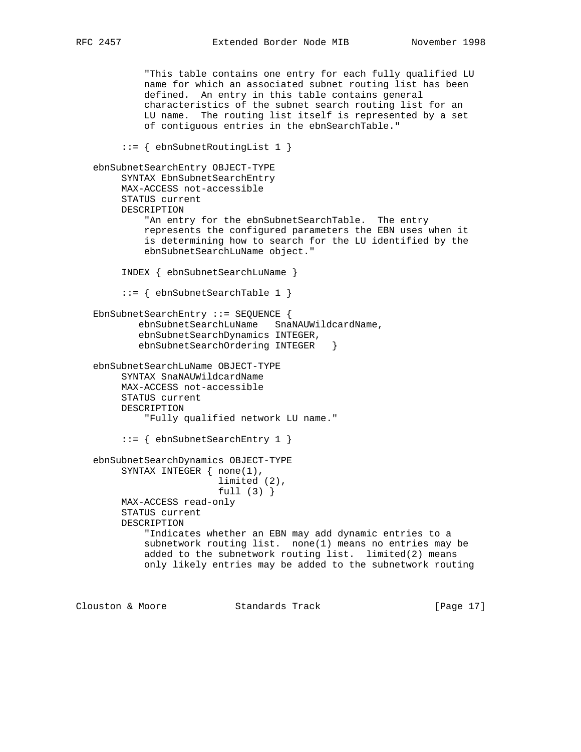```
           "This table contains one entry for each fully qualified LU
           name for which an associated subnet routing list has been
           defined.  An entry in this table contains general
           characteristics of the subnet search routing list for an
           LU name.  The routing list itself is represented by a set
           of contiguous entries in the ebnSearchTable."

       ::= { ebnSubnetRoutingList 1 }

   ebnSubnetSearchEntry OBJECT-TYPE
       SYNTAX EbnSubnetSearchEntry
       MAX-ACCESS not-accessible
       STATUS current
       DESCRIPTION
           "An entry for the ebnSubnetSearchTable.  The entry
           represents the configured parameters the EBN uses when it
           is determining how to search for the LU identified by the
           ebnSubnetSearchLuName object."

       INDEX { ebnSubnetSearchLuName }

       ::= { ebnSubnetSearchTable 1 }

   EbnSubnetSearchEntry ::= SEQUENCE {
          ebnSubnetSearchLuName   SnaNAUWildcardName,
          ebnSubnetSearchDynamics INTEGER,
          ebnSubnetSearchOrdering INTEGER   }

   ebnSubnetSearchLuName OBJECT-TYPE
       SYNTAX SnaNAUWildcardName
       MAX-ACCESS not-accessible
       STATUS current
       DESCRIPTION
           "Fully qualified network LU name."

       ::= { ebnSubnetSearchEntry 1 }

   ebnSubnetSearchDynamics OBJECT-TYPE
       SYNTAX INTEGER { none(1),
                        limited (2),
                        full (3) }
       MAX-ACCESS read-only
       STATUS current
       DESCRIPTION
           "Indicates whether an EBN may add dynamic entries to a
           subnetwork routing list.  none(1) means no entries may be
           added to the subnetwork routing list.  limited(2) means
           only likely entries may be added to the subnetwork routing
```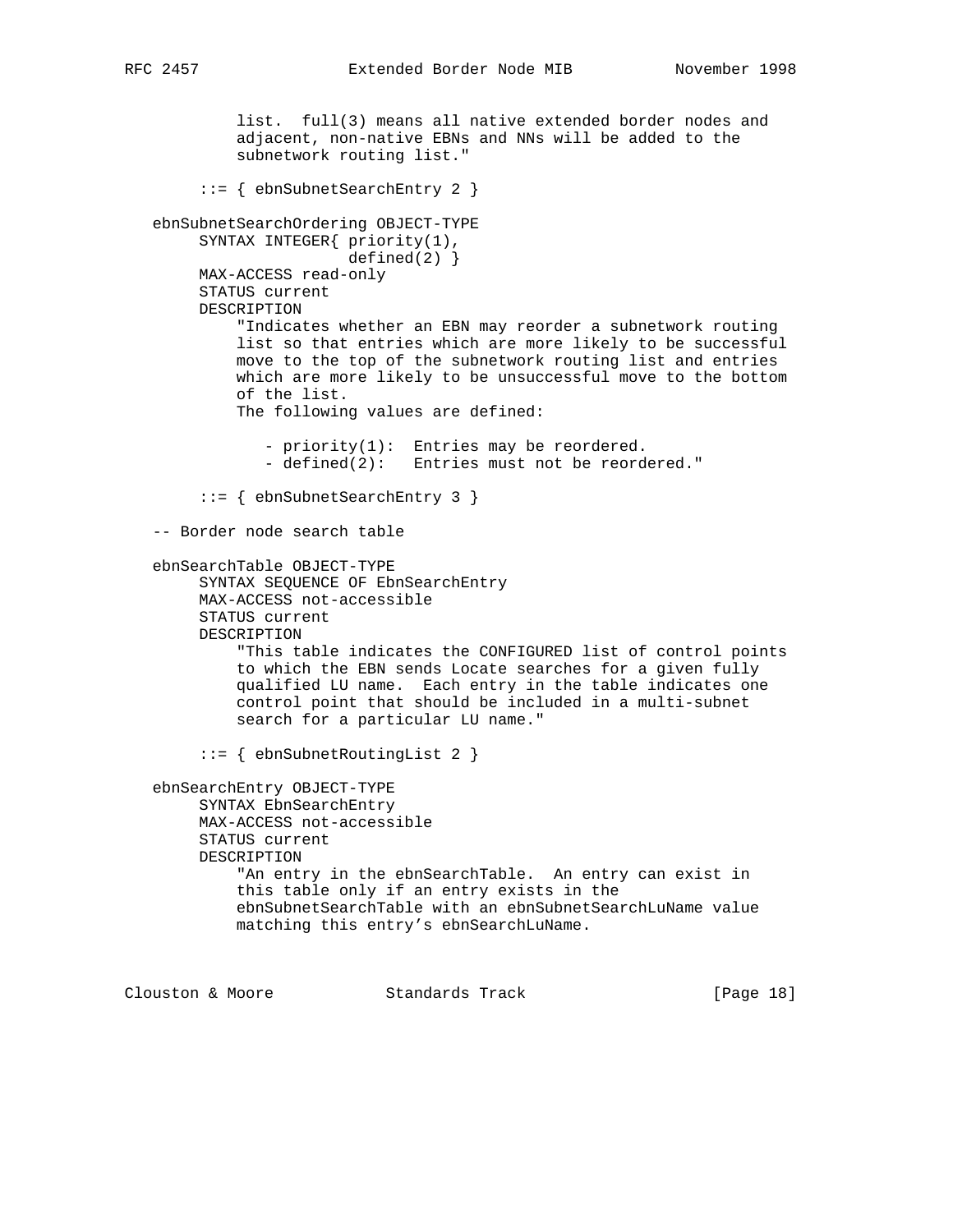```
           list.  full(3) means all native extended border nodes and
           adjacent, non-native EBNs and NNs will be added to the
           subnetwork routing list."

       ::= { ebnSubnetSearchEntry 2 }

   ebnSubnetSearchOrdering OBJECT-TYPE
       SYNTAX INTEGER{ priority(1),
                       defined(2) }
       MAX-ACCESS read-only
       STATUS current
       DESCRIPTION
           "Indicates whether an EBN may reorder a subnetwork routing
           list so that entries which are more likely to be successful
           move to the top of the subnetwork routing list and entries
           which are more likely to be unsuccessful move to the bottom
           of the list.
           The following values are defined:

              - priority(1):  Entries may be reordered.
              - defined(2):   Entries must not be reordered."

       ::= { ebnSubnetSearchEntry 3 }

   -- Border node search table

   ebnSearchTable OBJECT-TYPE
       SYNTAX SEQUENCE OF EbnSearchEntry
       MAX-ACCESS not-accessible
       STATUS current
       DESCRIPTION
           "This table indicates the CONFIGURED list of control points
           to which the EBN sends Locate searches for a given fully
           qualified LU name.  Each entry in the table indicates one
           control point that should be included in a multi-subnet
           search for a particular LU name."

       ::= { ebnSubnetRoutingList 2 }

   ebnSearchEntry OBJECT-TYPE
       SYNTAX EbnSearchEntry
       MAX-ACCESS not-accessible
       STATUS current
       DESCRIPTION
           "An entry in the ebnSearchTable.  An entry can exist in
           this table only if an entry exists in the
           ebnSubnetSearchTable with an ebnSubnetSearchLuName value
           matching this entry's ebnSearchLuName.
```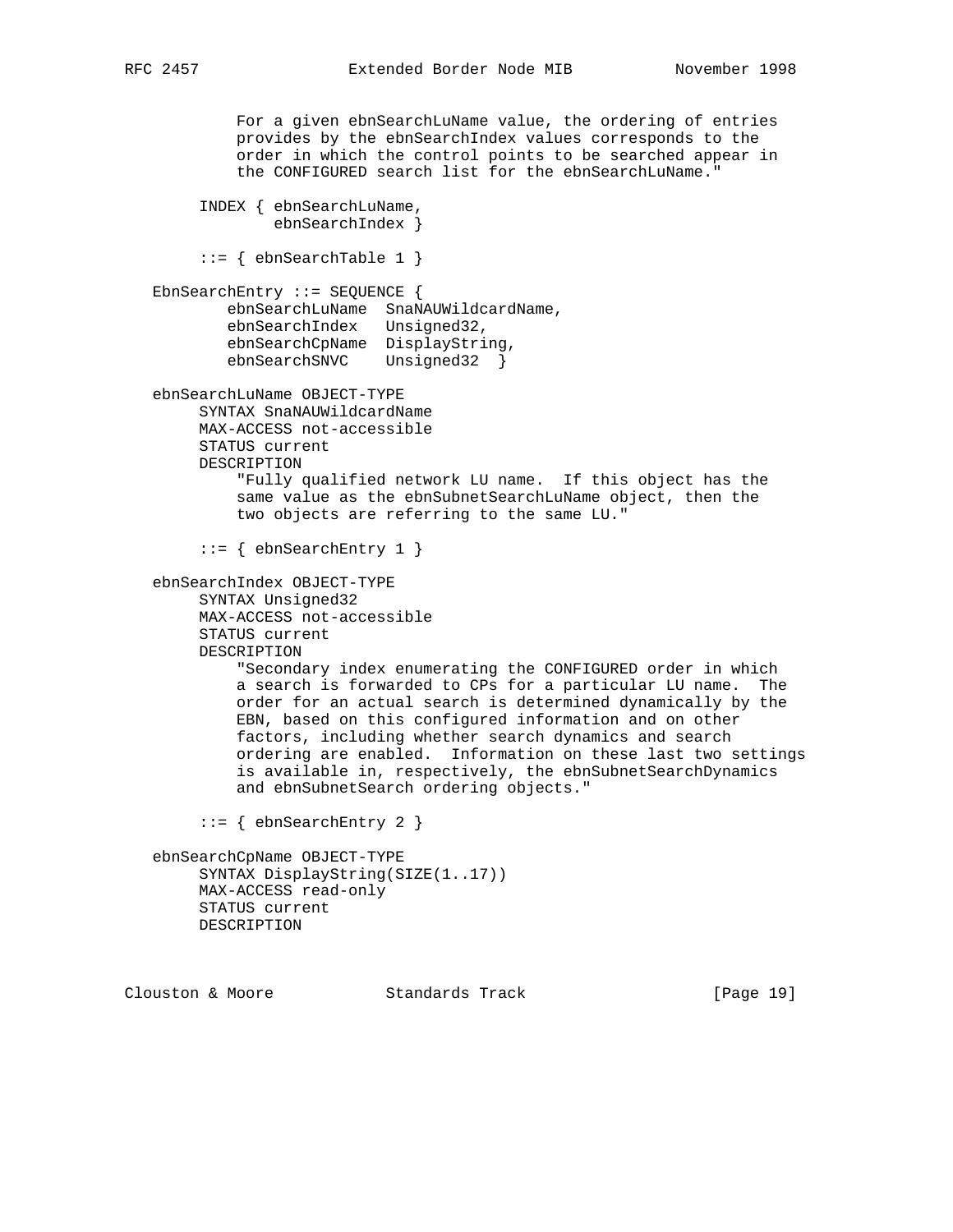```
            For a given ebnSearchLuName value, the ordering of entries
            provides by the ebnSearchIndex values corresponds to the
            order in which the control points to be searched appear in
            the CONFIGURED search list for the ebnSearchLuName."

        INDEX { ebnSearchLuName,
                ebnSearchIndex }

        ::= { ebnSearchTable 1 }

   EbnSearchEntry ::= SEQUENCE {
           ebnSearchLuName  SnaNAUWildcardName,
           ebnSearchIndex   Unsigned32,
           ebnSearchCpName  DisplayString,
           ebnSearchSNVC    Unsigned32  }

   ebnSearchLuName OBJECT-TYPE
        SYNTAX SnaNAUWildcardName
        MAX-ACCESS not-accessible
        STATUS current
        DESCRIPTION
            "Fully qualified network LU name.  If this object has the
            same value as the ebnSubnetSearchLuName object, then the
            two objects are referring to the same LU."

        ::= { ebnSearchEntry 1 }

   ebnSearchIndex OBJECT-TYPE
        SYNTAX Unsigned32
        MAX-ACCESS not-accessible
        STATUS current
        DESCRIPTION
            "Secondary index enumerating the CONFIGURED order in which
            a search is forwarded to CPs for a particular LU name.  The
            order for an actual search is determined dynamically by the
            EBN, based on this configured information and on other
            factors, including whether search dynamics and search
            ordering are enabled.  Information on these last two settings
            is available in, respectively, the ebnSubnetSearchDynamics
            and ebnSubnetSearch ordering objects."

        ::= { ebnSearchEntry 2 }

   ebnSearchCpName OBJECT-TYPE
        SYNTAX DisplayString(SIZE(1..17))
        MAX-ACCESS read-only
        STATUS current
        DESCRIPTION
```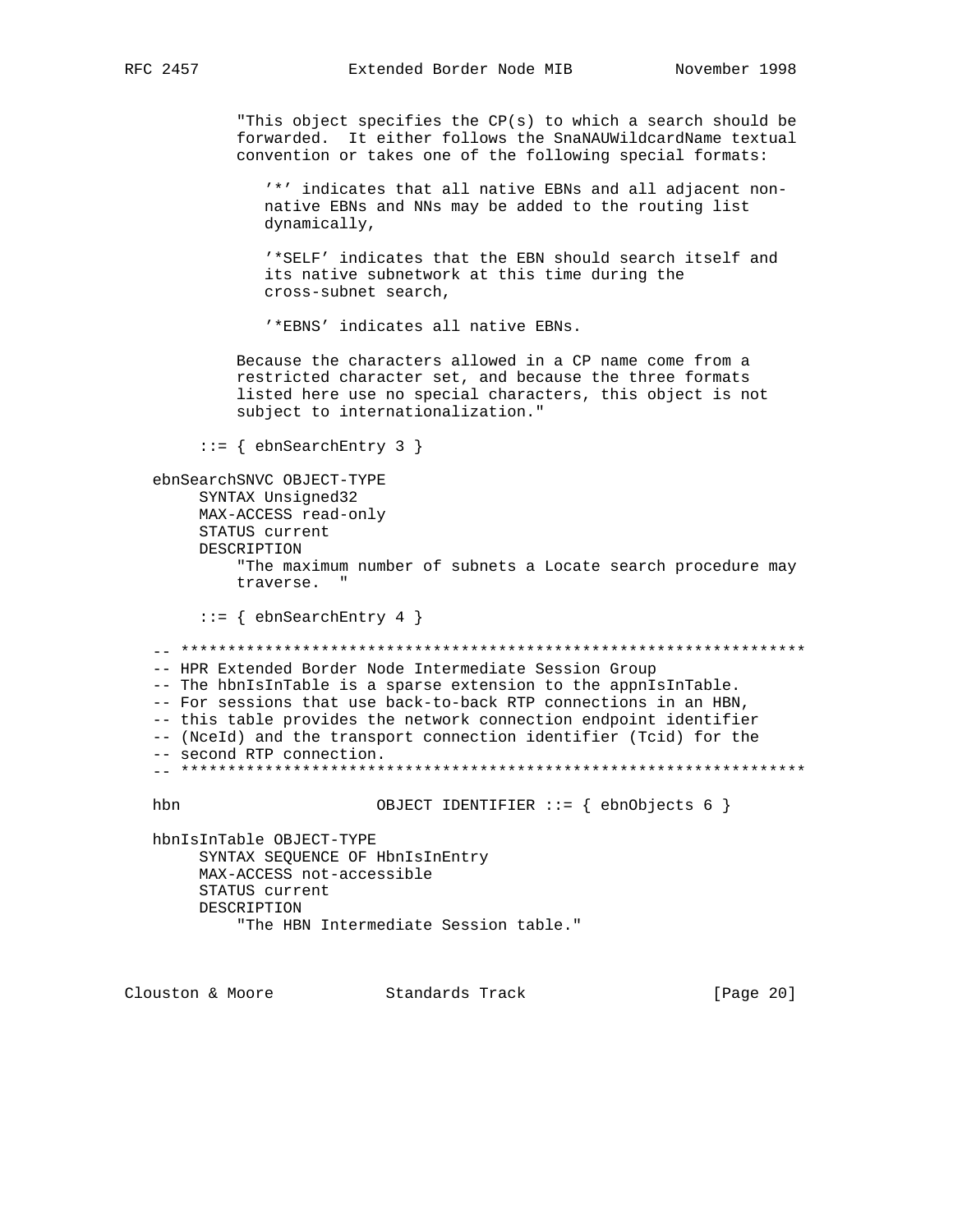```
           "This object specifies the CP(s) to which a search should be
           forwarded.  It either follows the SnaNAUWildcardName textual
           convention or takes one of the following special formats:

              '*' indicates that all native EBNs and all adjacent non-
              native EBNs and NNs may be added to the routing list
              dynamically,

              '*SELF' indicates that the EBN should search itself and
              its native subnetwork at this time during the
              cross-subnet search,

              '*EBNS' indicates all native EBNs.

           Because the characters allowed in a CP name come from a
           restricted character set, and because the three formats
           listed here use no special characters, this object is not
           subject to internationalization."

       ::= { ebnSearchEntry 3 }

   ebnSearchSNVC OBJECT-TYPE
       SYNTAX Unsigned32
       MAX-ACCESS read-only
       STATUS current
       DESCRIPTION
           "The maximum number of subnets a Locate search procedure may
           traverse.  "

       ::= { ebnSearchEntry 4 }

   -- *******************************************************************
   -- HPR Extended Border Node Intermediate Session Group
   -- The hbnIsInTable is a sparse extension to the appnIsInTable.
   -- For sessions that use back-to-back RTP connections in an HBN,
   -- this table provides the network connection endpoint identifier
   -- (NceId) and the transport connection identifier (Tcid) for the
   -- second RTP connection.
   -- *******************************************************************

   hbn                    OBJECT IDENTIFIER ::= { ebnObjects 6 }

   hbnIsInTable OBJECT-TYPE
       SYNTAX SEQUENCE OF HbnIsInEntry
       MAX-ACCESS not-accessible
       STATUS current
       DESCRIPTION
           "The HBN Intermediate Session table."
```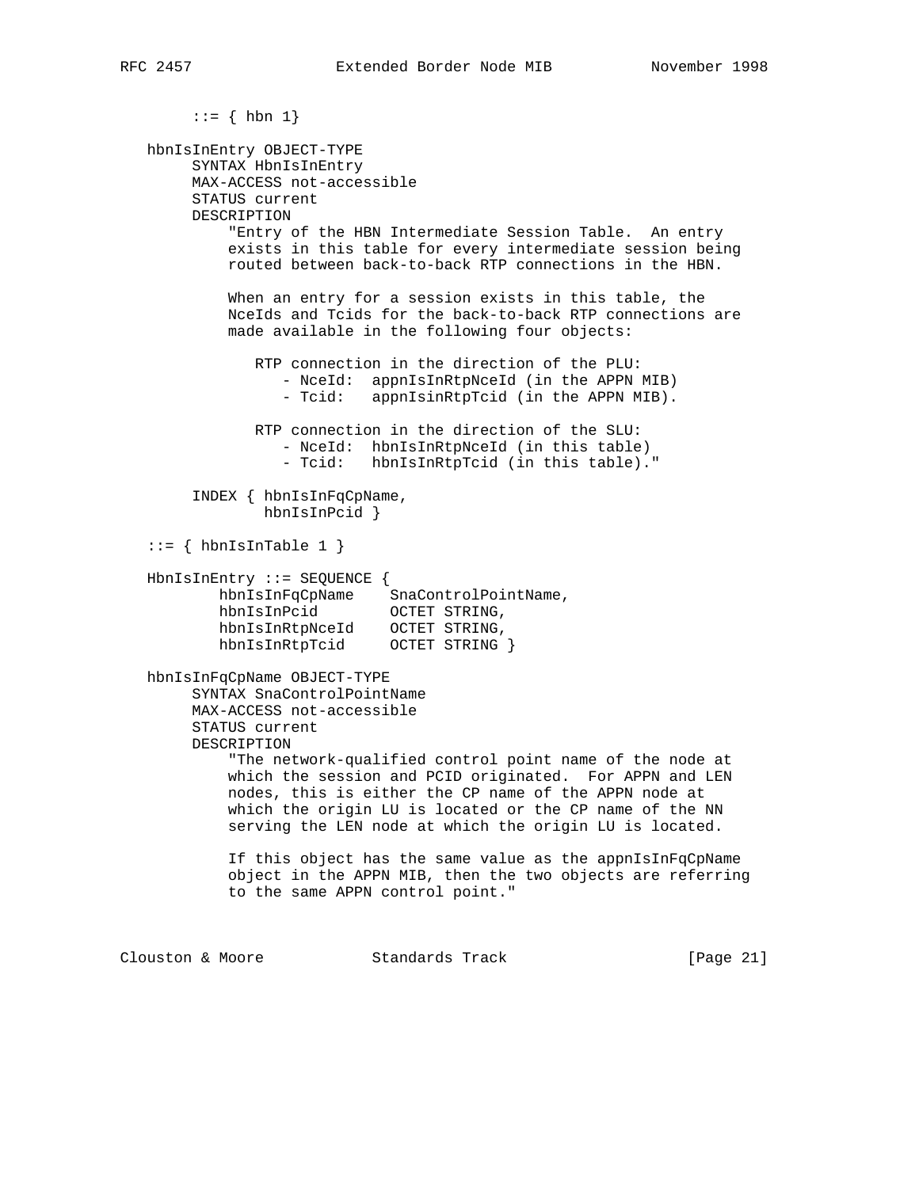```
        ::= { hbn 1}

   hbnIsInEntry OBJECT-TYPE
        SYNTAX HbnIsInEntry
        MAX-ACCESS not-accessible
        STATUS current
        DESCRIPTION
            "Entry of the HBN Intermediate Session Table.  An entry
            exists in this table for every intermediate session being
            routed between back-to-back RTP connections in the HBN.

            When an entry for a session exists in this table, the
            NceIds and Tcids for the back-to-back RTP connections are
            made available in the following four objects:

               RTP connection in the direction of the PLU:
                  - NceId:  appnIsInRtpNceId (in the APPN MIB)
                  - Tcid:   appnIsinRtpTcid (in the APPN MIB).

               RTP connection in the direction of the SLU:
                  - NceId:  hbnIsInRtpNceId (in this table)
                  - Tcid:   hbnIsInRtpTcid (in this table)."

        INDEX { hbnIsInFqCpName,
                hbnIsInPcid }

   ::= { hbnIsInTable 1 }

   HbnIsInEntry ::= SEQUENCE {
           hbnIsInFqCpName    SnaControlPointName,
           hbnIsInPcid        OCTET STRING,
           hbnIsInRtpNceId    OCTET STRING,
           hbnIsInRtpTcid     OCTET STRING }

   hbnIsInFqCpName OBJECT-TYPE
        SYNTAX SnaControlPointName
        MAX-ACCESS not-accessible
        STATUS current
        DESCRIPTION
            "The network-qualified control point name of the node at
            which the session and PCID originated.  For APPN and LEN
            nodes, this is either the CP name of the APPN node at
            which the origin LU is located or the CP name of the NN
            serving the LEN node at which the origin LU is located.

            If this object has the same value as the appnIsInFqCpName
            object in the APPN MIB, then the two objects are referring
            to the same APPN control point."
```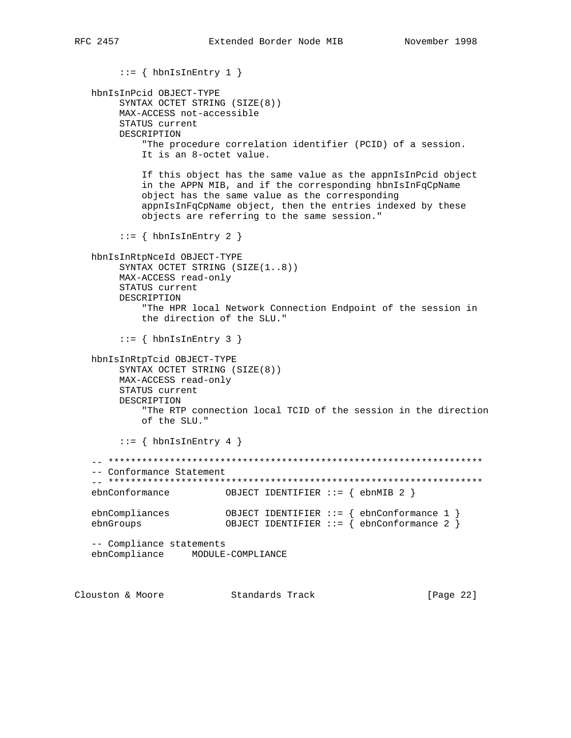```
        ::= { hbnIsInEntry 1 }

   hbnIsInPcid OBJECT-TYPE
        SYNTAX OCTET STRING (SIZE(8))
        MAX-ACCESS not-accessible
        STATUS current
        DESCRIPTION
            "The procedure correlation identifier (PCID) of a session.
            It is an 8-octet value.

            If this object has the same value as the appnIsInPcid object
            in the APPN MIB, and if the corresponding hbnIsInFqCpName
            object has the same value as the corresponding
            appnIsInFqCpName object, then the entries indexed by these
            objects are referring to the same session."

        ::= { hbnIsInEntry 2 }

   hbnIsInRtpNceId OBJECT-TYPE
        SYNTAX OCTET STRING (SIZE(1..8))
        MAX-ACCESS read-only
        STATUS current
        DESCRIPTION
            "The HPR local Network Connection Endpoint of the session in
            the direction of the SLU."

        ::= { hbnIsInEntry 3 }

   hbnIsInRtpTcid OBJECT-TYPE
        SYNTAX OCTET STRING (SIZE(8))
        MAX-ACCESS read-only
        STATUS current
        DESCRIPTION
            "The RTP connection local TCID of the session in the direction
            of the SLU."

        ::= { hbnIsInEntry 4 }

   -- *******************************************************************
   -- Conformance Statement
   -- *******************************************************************
   ebnConformance          OBJECT IDENTIFIER ::= { ebnMIB 2 }

   ebnCompliances          OBJECT IDENTIFIER ::= { ebnConformance 1 }
   ebnGroups               OBJECT IDENTIFIER ::= { ebnConformance 2 }

   -- Compliance statements
   ebnCompliance     MODULE-COMPLIANCE
```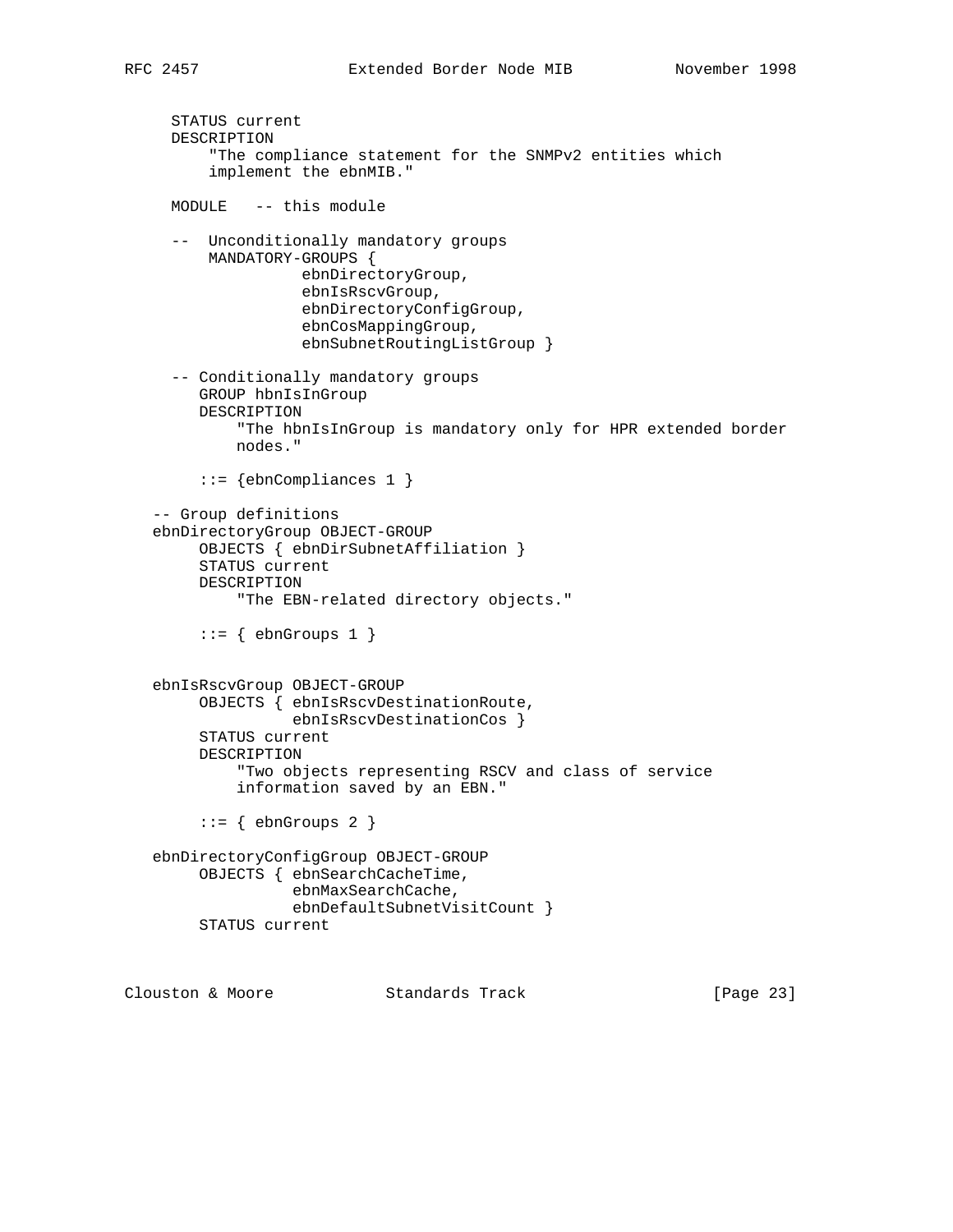```
      STATUS current
      DESCRIPTION
          "The compliance statement for the SNMPv2 entities which
          implement the ebnMIB."

      MODULE   -- this module

      --  Unconditionally mandatory groups
          MANDATORY-GROUPS {
                    ebnDirectoryGroup,
                    ebnIsRscvGroup,
                    ebnDirectoryConfigGroup,
                    ebnCosMappingGroup,
                    ebnSubnetRoutingListGroup }

      -- Conditionally mandatory groups
         GROUP hbnIsInGroup
         DESCRIPTION
             "The hbnIsInGroup is mandatory only for HPR extended border
             nodes."

         ::= {ebnCompliances 1 }

   -- Group definitions
   ebnDirectoryGroup OBJECT-GROUP
        OBJECTS { ebnDirSubnetAffiliation }
        STATUS current
        DESCRIPTION
            "The EBN-related directory objects."

        ::= { ebnGroups 1 }


   ebnIsRscvGroup OBJECT-GROUP
        OBJECTS { ebnIsRscvDestinationRoute,
                  ebnIsRscvDestinationCos }
        STATUS current
        DESCRIPTION
            "Two objects representing RSCV and class of service
            information saved by an EBN."

        ::= { ebnGroups 2 }

   ebnDirectoryConfigGroup OBJECT-GROUP
        OBJECTS { ebnSearchCacheTime,
                  ebnMaxSearchCache,
                  ebnDefaultSubnetVisitCount }
        STATUS current
```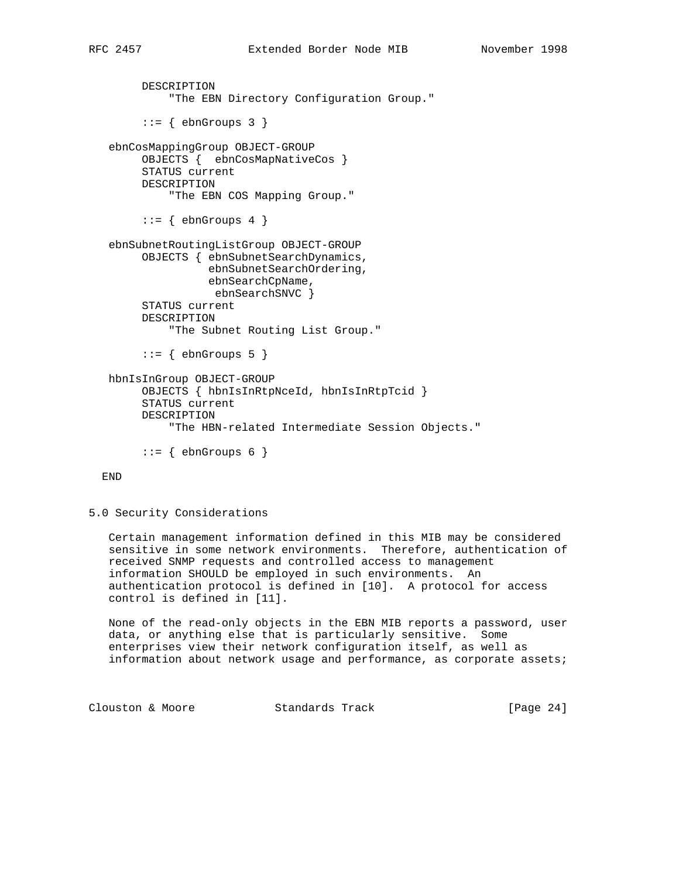```
        DESCRIPTION
            "The EBN Directory Configuration Group."

        ::= { ebnGroups 3 }

   ebnCosMappingGroup OBJECT-GROUP
        OBJECTS {  ebnCosMapNativeCos }
        STATUS current
        DESCRIPTION
            "The EBN COS Mapping Group."

        ::= { ebnGroups 4 }

   ebnSubnetRoutingListGroup OBJECT-GROUP
        OBJECTS { ebnSubnetSearchDynamics,
                  ebnSubnetSearchOrdering,
                  ebnSearchCpName,
                   ebnSearchSNVC }
        STATUS current
        DESCRIPTION
            "The Subnet Routing List Group."

        ::= { ebnGroups 5 }

   hbnIsInGroup OBJECT-GROUP
        OBJECTS { hbnIsInRtpNceId, hbnIsInRtpTcid }
        STATUS current
        DESCRIPTION
            "The HBN-related Intermediate Session Objects."

        ::= { ebnGroups 6 }

  END
```

## 5.0 Security Considerations

Certain management information defined in this MIB may be considered sensitive in some network environments. Therefore, authentication of received SNMP requests and controlled access to management information SHOULD be employed in such environments. An authentication protocol is defined in [10]. A protocol for access control is defined in [11].

None of the read-only objects in the EBN MIB reports a password, user data, or anything else that is particularly sensitive. Some enterprises view their network configuration itself, as well as information about network usage and performance, as corporate assets;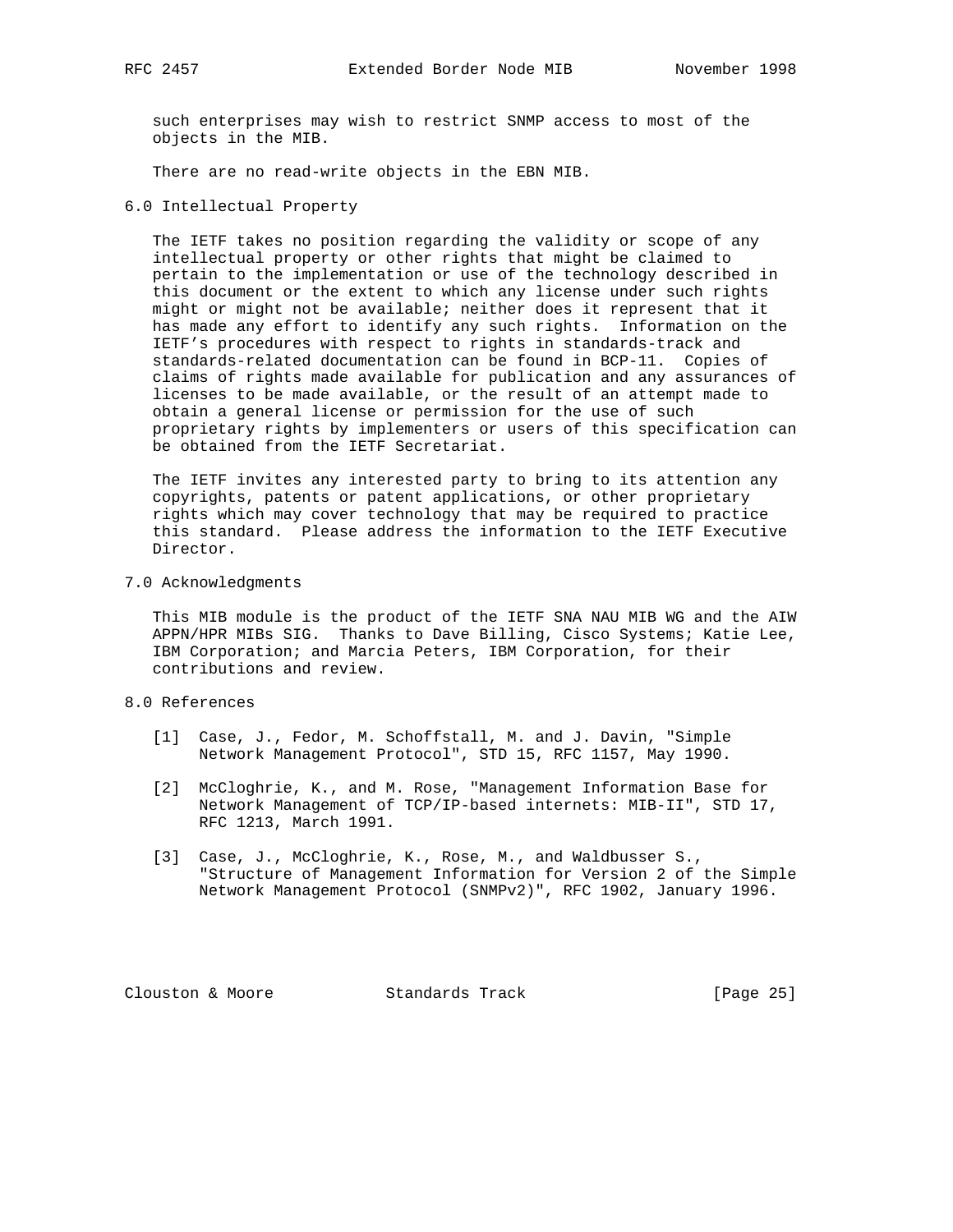such enterprises may wish to restrict SNMP access to most of the objects in the MIB.

There are no read-write objects in the EBN MIB.

## 6.0 Intellectual Property

The IETF takes no position regarding the validity or scope of any intellectual property or other rights that might be claimed to pertain to the implementation or use of the technology described in this document or the extent to which any license under such rights might or might not be available; neither does it represent that it has made any effort to identify any such rights. Information on the IETF's procedures with respect to rights in standards-track and standards-related documentation can be found in BCP-11. Copies of claims of rights made available for publication and any assurances of licenses to be made available, or the result of an attempt made to obtain a general license or permission for the use of such proprietary rights by implementers or users of this specification can be obtained from the IETF Secretariat.

The IETF invites any interested party to bring to its attention any copyrights, patents or patent applications, or other proprietary rights which may cover technology that may be required to practice this standard. Please address the information to the IETF Executive Director.

## 7.0 Acknowledgments

This MIB module is the product of the IETF SNA NAU MIB WG and the AIW APPN/HPR MIBs SIG. Thanks to Dave Billing, Cisco Systems; Katie Lee, IBM Corporation; and Marcia Peters, IBM Corporation, for their contributions and review.

## 8.0 References

[1] Case, J., Fedor, M. Schoffstall, M. and J. Davin, "Simple Network Management Protocol", STD 15, RFC 1157, May 1990.

[2] McCloghrie, K., and M. Rose, "Management Information Base for Network Management of TCP/IP-based internets: MIB-II", STD 17, RFC 1213, March 1991.

[3] Case, J., McCloghrie, K., Rose, M., and Waldbusser S., "Structure of Management Information for Version 2 of the Simple Network Management Protocol (SNMPv2)", RFC 1902, January 1996.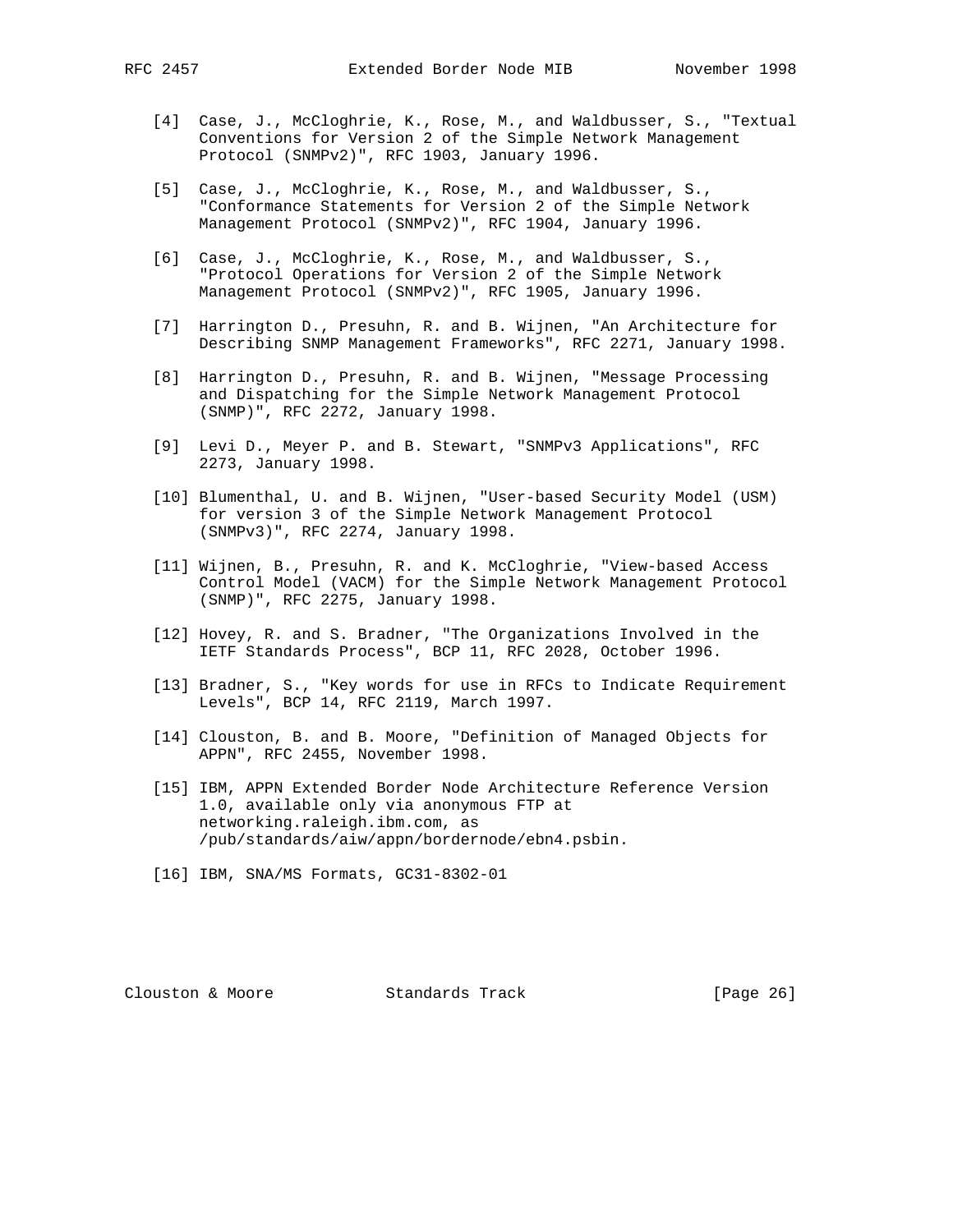[4] Case, J., McCloghrie, K., Rose, M., and Waldbusser, S., "Textual Conventions for Version 2 of the Simple Network Management Protocol (SNMPv2)", RFC 1903, January 1996.

[5] Case, J., McCloghrie, K., Rose, M., and Waldbusser, S., "Conformance Statements for Version 2 of the Simple Network Management Protocol (SNMPv2)", RFC 1904, January 1996.

[6] Case, J., McCloghrie, K., Rose, M., and Waldbusser, S., "Protocol Operations for Version 2 of the Simple Network Management Protocol (SNMPv2)", RFC 1905, January 1996.

[7] Harrington D., Presuhn, R. and B. Wijnen, "An Architecture for Describing SNMP Management Frameworks", RFC 2271, January 1998.

[8] Harrington D., Presuhn, R. and B. Wijnen, "Message Processing and Dispatching for the Simple Network Management Protocol (SNMP)", RFC 2272, January 1998.

[9] Levi D., Meyer P. and B. Stewart, "SNMPv3 Applications", RFC 2273, January 1998.

[10] Blumenthal, U. and B. Wijnen, "User-based Security Model (USM) for version 3 of the Simple Network Management Protocol (SNMPv3)", RFC 2274, January 1998.

[11] Wijnen, B., Presuhn, R. and K. McCloghrie, "View-based Access Control Model (VACM) for the Simple Network Management Protocol (SNMP)", RFC 2275, January 1998.

[12] Hovey, R. and S. Bradner, "The Organizations Involved in the IETF Standards Process", BCP 11, RFC 2028, October 1996.

[13] Bradner, S., "Key words for use in RFCs to Indicate Requirement Levels", BCP 14, RFC 2119, March 1997.

[14] Clouston, B. and B. Moore, "Definition of Managed Objects for APPN", RFC 2455, November 1998.

[15] IBM, APPN Extended Border Node Architecture Reference Version 1.0, available only via anonymous FTP at networking.raleigh.ibm.com, as /pub/standards/aiw/appn/bordernode/ebn4.psbin.

[16] IBM, SNA/MS Formats, GC31-8302-01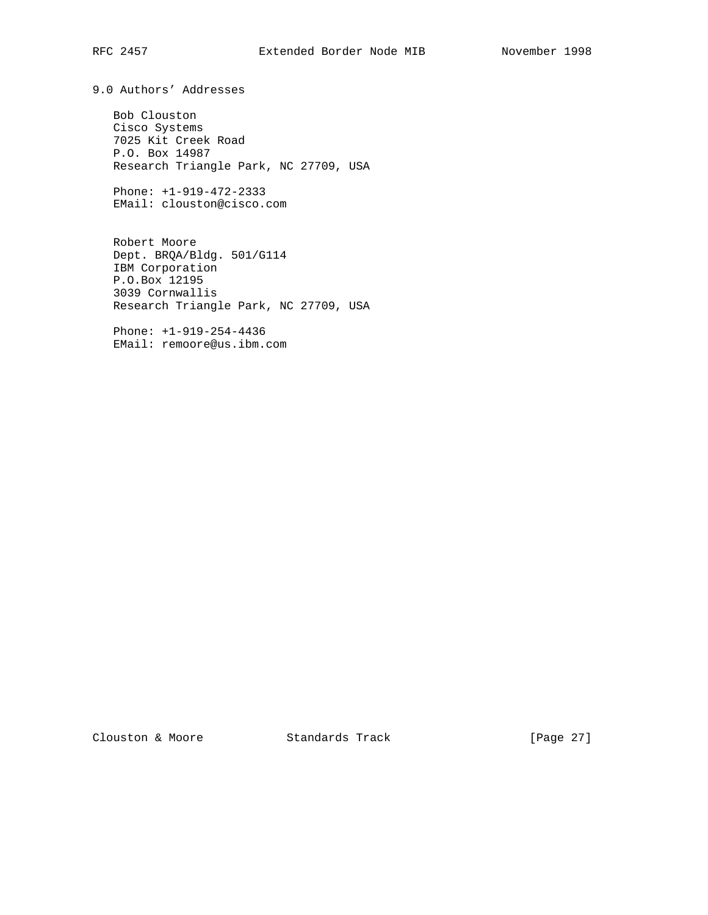## 9.0 Authors' Addresses

Bob Clouston
Cisco Systems
7025 Kit Creek Road
P.O. Box 14987
Research Triangle Park, NC 27709, USA

Phone: +1-919-472-2333
EMail: clouston@cisco.com

Robert Moore
Dept. BRQA/Bldg. 501/G114
IBM Corporation
P.O.Box 12195
3039 Cornwallis
Research Triangle Park, NC 27709, USA

Phone: +1-919-254-4436
EMail: remoore@us.ibm.com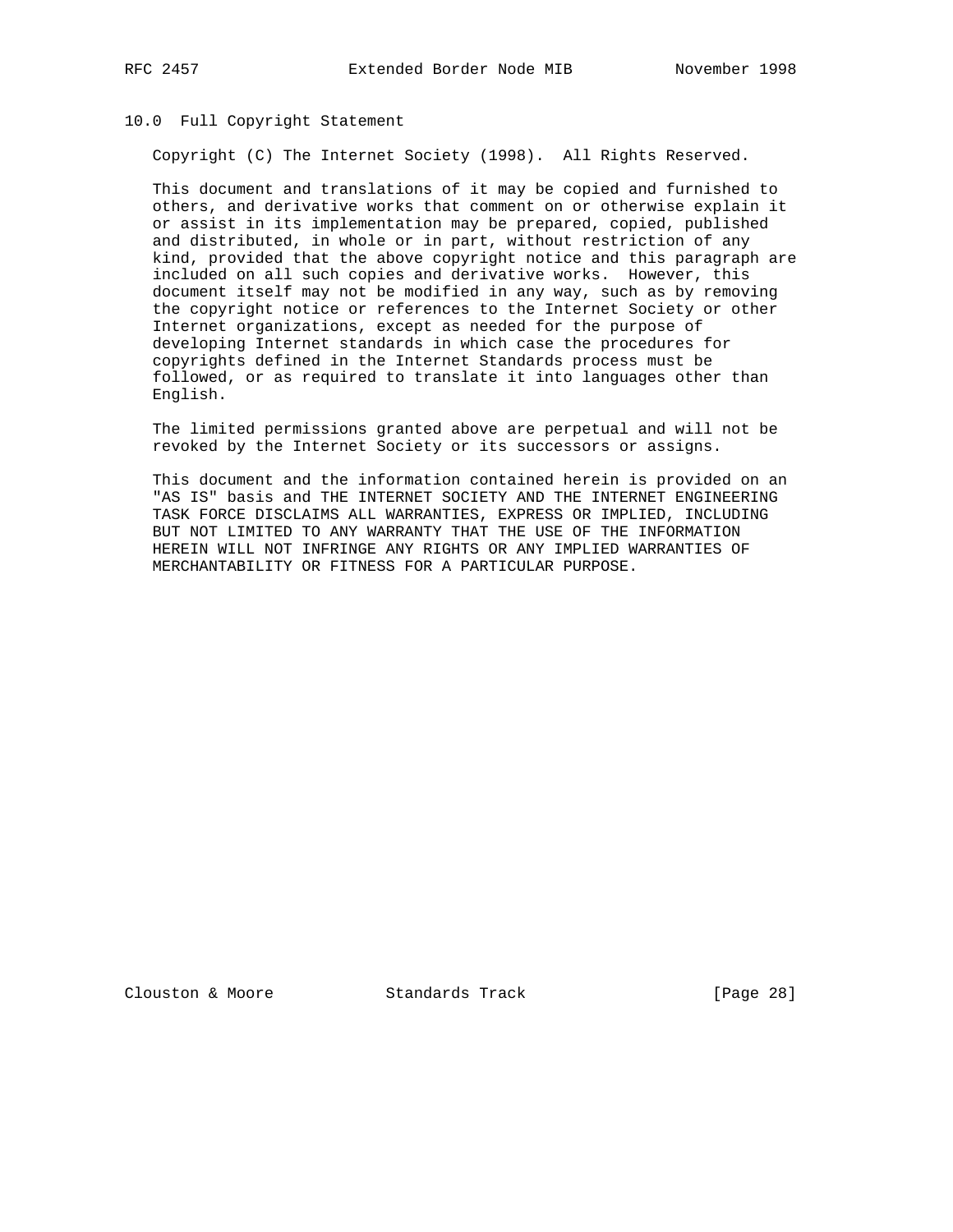## 10.0 Full Copyright Statement

Copyright (C) The Internet Society (1998). All Rights Reserved.

This document and translations of it may be copied and furnished to others, and derivative works that comment on or otherwise explain it or assist in its implementation may be prepared, copied, published and distributed, in whole or in part, without restriction of any kind, provided that the above copyright notice and this paragraph are included on all such copies and derivative works. However, this document itself may not be modified in any way, such as by removing the copyright notice or references to the Internet Society or other Internet organizations, except as needed for the purpose of developing Internet standards in which case the procedures for copyrights defined in the Internet Standards process must be followed, or as required to translate it into languages other than English.

The limited permissions granted above are perpetual and will not be revoked by the Internet Society or its successors or assigns.

This document and the information contained herein is provided on an "AS IS" basis and THE INTERNET SOCIETY AND THE INTERNET ENGINEERING TASK FORCE DISCLAIMS ALL WARRANTIES, EXPRESS OR IMPLIED, INCLUDING BUT NOT LIMITED TO ANY WARRANTY THAT THE USE OF THE INFORMATION HEREIN WILL NOT INFRINGE ANY RIGHTS OR ANY IMPLIED WARRANTIES OF MERCHANTABILITY OR FITNESS FOR A PARTICULAR PURPOSE.